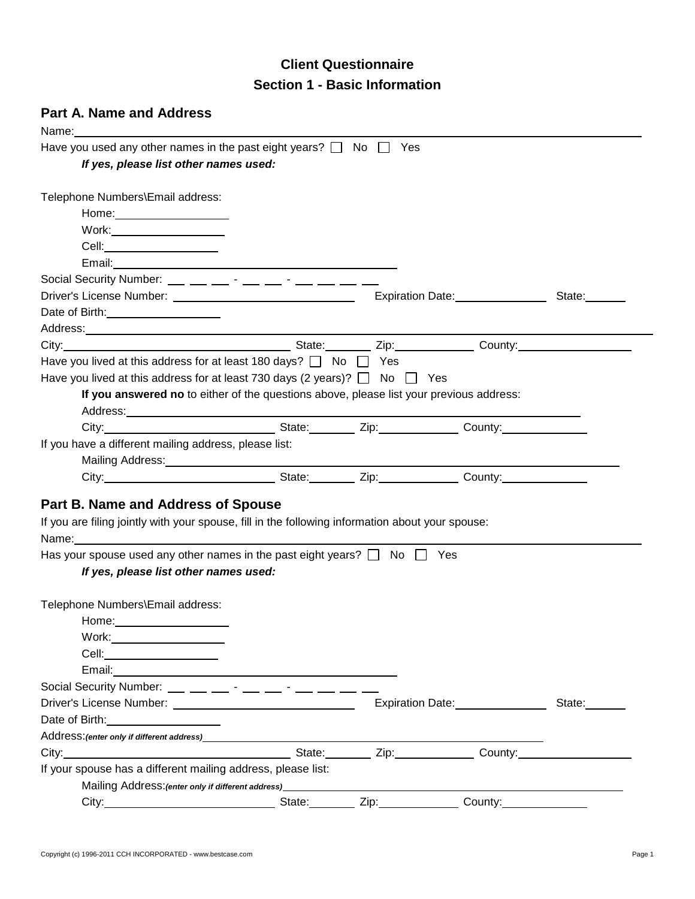# Client Questionnaire

## Section 1 - Basic Information

### Part A. Name and Address

Name: ______________________________________________

Have you used any other names in the past eight years? ☐ No ☐ Yes

***If yes, please list other names used:***

Telephone Numbers\Email address:

- Home: ________________
- Work: ________________
- Cell: ________________
- Email: ______________________________

Social Security Number: ___ ___ ___ - ___ ___ - ___ ___ ___ ___

Driver's License Number: ____________________ Expiration Date: ____________ State: ______

Date of Birth: ________________

Address: ______________________________________________

City: ____________________ State: ______ Zip: __________ County: ______________

Have you lived at this address for at least 180 days? ☐ No ☐ Yes

Have you lived at this address for at least 730 days (2 years)? ☐ No ☐ Yes

**If you answered no** to either of the questions above, please list your previous address:

Address: ______________________________________________

City: ____________________ State: ______ Zip: __________ County: ______________

If you have a different mailing address, please list:

Mailing Address: ______________________________________________

City: ____________________ State: ______ Zip: __________ County: ______________

### Part B. Name and Address of Spouse

If you are filing jointly with your spouse, fill in the following information about your spouse:

Name: ______________________________________________

Has your spouse used any other names in the past eight years? ☐ No ☐ Yes

***If yes, please list other names used:***

Telephone Numbers\Email address:

- Home: ________________
- Work: ________________
- Cell: ________________
- Email: ______________________________

Social Security Number: ___ ___ ___ - ___ ___ - ___ ___ ___ ___

Driver's License Number: ____________________ Expiration Date: ____________ State: ______

Date of Birth: ________________

Address: ***(enter only if different address)*** ______________________________________________

City: ____________________ State: ______ Zip: __________ County: ______________

If your spouse has a different mailing address, please list:

Mailing Address: ***(enter only if different address)*** ______________________________________________

City: ____________________ State: ______ Zip: __________ County: ______________

Copyright (c) 1996-2011 CCH INCORPORATED - www.bestcase.com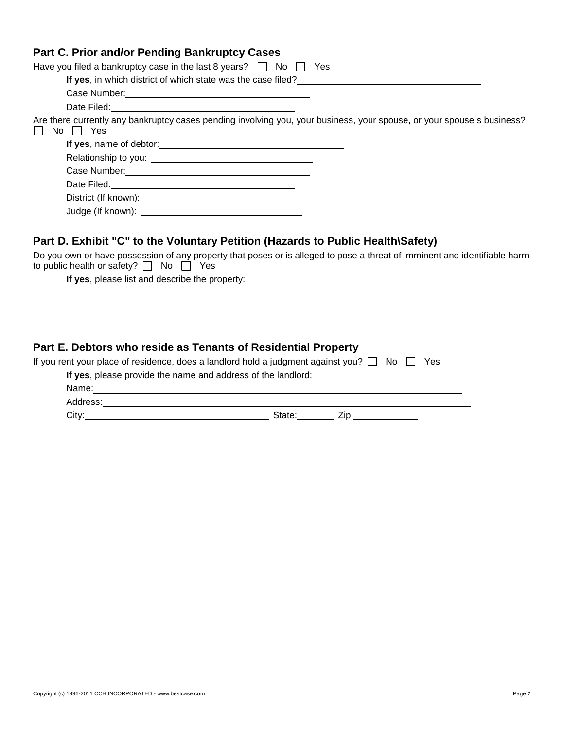## Part C. Prior and/or Pending Bankruptcy Cases

Have you filed a bankruptcy case in the last 8 years? ☐ No ☐ Yes

**If yes**, in which district of which state was the case filed? ______________________________

Case Number: ______________________________

Date Filed: ______________________________

Are there currently any bankruptcy cases pending involving you, your business, your spouse, or your spouse's business?
☐ No ☐ Yes

**If yes**, name of debtor: ______________________________

Relationship to you: ______________________________

Case Number: ______________________________

Date Filed: ______________________________

District (If known): ______________________________

Judge (If known): ______________________________

## Part D. Exhibit "C" to the Voluntary Petition (Hazards to Public Health\Safety)

Do you own or have possession of any property that poses or is alleged to pose a threat of imminent and identifiable harm to public health or safety? ☐ No ☐ Yes

**If yes**, please list and describe the property:

## Part E. Debtors who reside as Tenants of Residential Property

If you rent your place of residence, does a landlord hold a judgment against you? ☐ No ☐ Yes

**If yes**, please provide the name and address of the landlord:

Name: ______________________________

Address: ______________________________

City: ______________________________ State: ________ Zip: ____________

Copyright (c) 1996-2011 CCH INCORPORATED - www.bestcase.com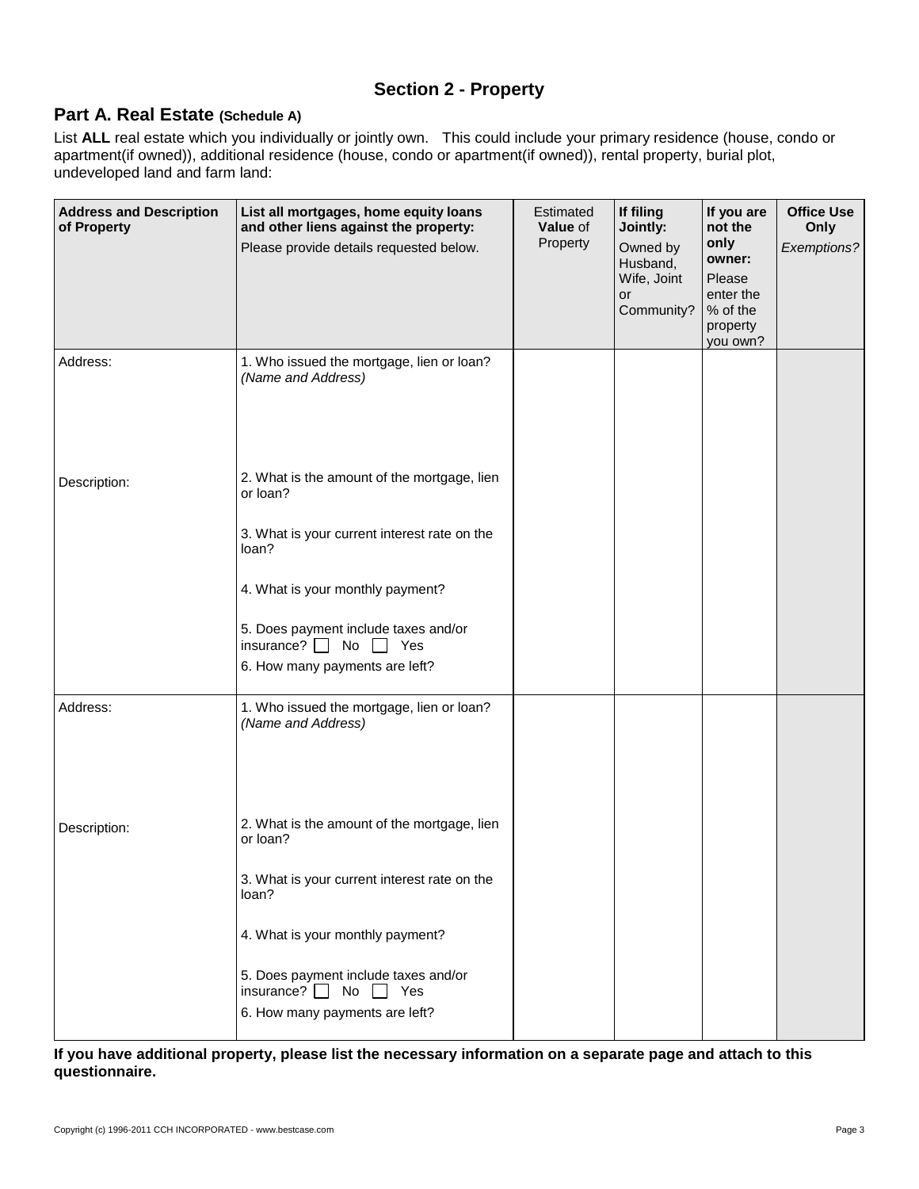## Section 2 - Property

### Part A. Real Estate (Schedule A)

List **ALL** real estate which you individually or jointly own. This could include your primary residence (house, condo or apartment(if owned)), additional residence (house, condo or apartment(if owned)), rental property, burial plot, undeveloped land and farm land:

| **Address and Description of Property** | **List all mortgages, home equity loans and other liens against the property:** Please provide details requested below. | Estimated **Value** of Property | **If filing Jointly:** Owned by Husband, Wife, Joint or Community? | **If you are not the only owner:** Please enter the % of the property you own? | **Office Use Only** *Exemptions?* |
|---|---|---|---|---|---|
| Address: | 1. Who issued the mortgage, lien or loan? *(Name and Address)* | | | | |
| Description: | 2. What is the amount of the mortgage, lien or loan? | | | | |
| | 3. What is your current interest rate on the loan? | | | | |
| | 4. What is your monthly payment? | | | | |
| | 5. Does payment include taxes and/or insurance? ☐ No ☐ Yes | | | | |
| | 6. How many payments are left? | | | | |
| Address: | 1. Who issued the mortgage, lien or loan? *(Name and Address)* | | | | |
| Description: | 2. What is the amount of the mortgage, lien or loan? | | | | |
| | 3. What is your current interest rate on the loan? | | | | |
| | 4. What is your monthly payment? | | | | |
| | 5. Does payment include taxes and/or insurance? ☐ No ☐ Yes | | | | |
| | 6. How many payments are left? | | | | |

**If you have additional property, please list the necessary information on a separate page and attach to this questionnaire.**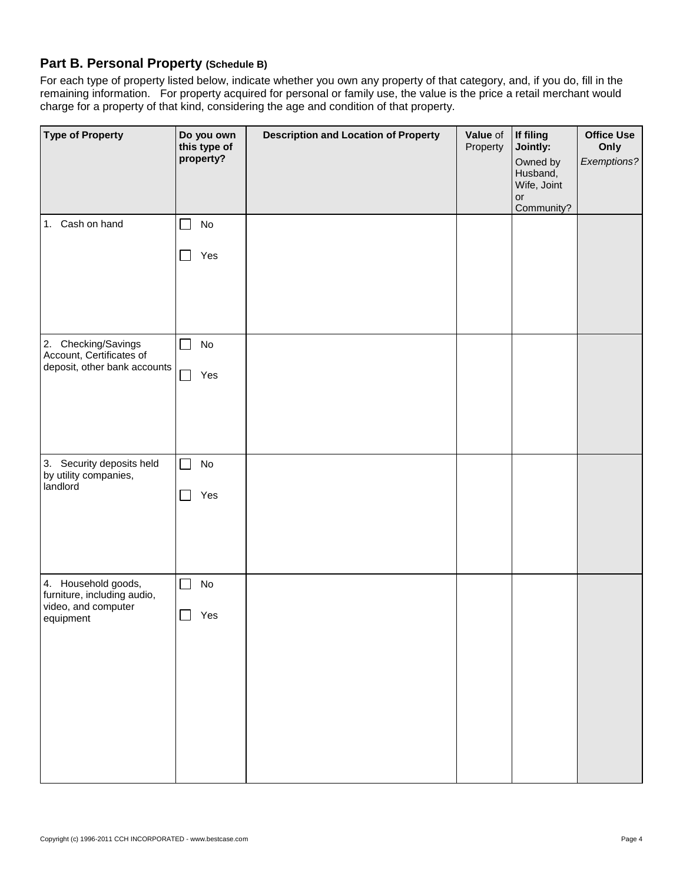## Part B. Personal Property (Schedule B)

For each type of property listed below, indicate whether you own any property of that category, and, if you do, fill in the remaining information. For property acquired for personal or family use, the value is the price a retail merchant would charge for a property of that kind, considering the age and condition of that property.

| **Type of Property** | **Do you own this type of property?** | **Description and Location of Property** | **Value** of Property | **If filing Jointly:** Owned by Husband, Wife, Joint or Community? | **Office Use Only** *Exemptions?* |
|---|---|---|---|---|---|
| 1. Cash on hand | ☐ No<br>☐ Yes | | | | |
| 2. Checking/Savings Account, Certificates of deposit, other bank accounts | ☐ No<br>☐ Yes | | | | |
| 3. Security deposits held by utility companies, landlord | ☐ No<br>☐ Yes | | | | |
| 4. Household goods, furniture, including audio, video, and computer equipment | ☐ No<br>☐ Yes | | | | |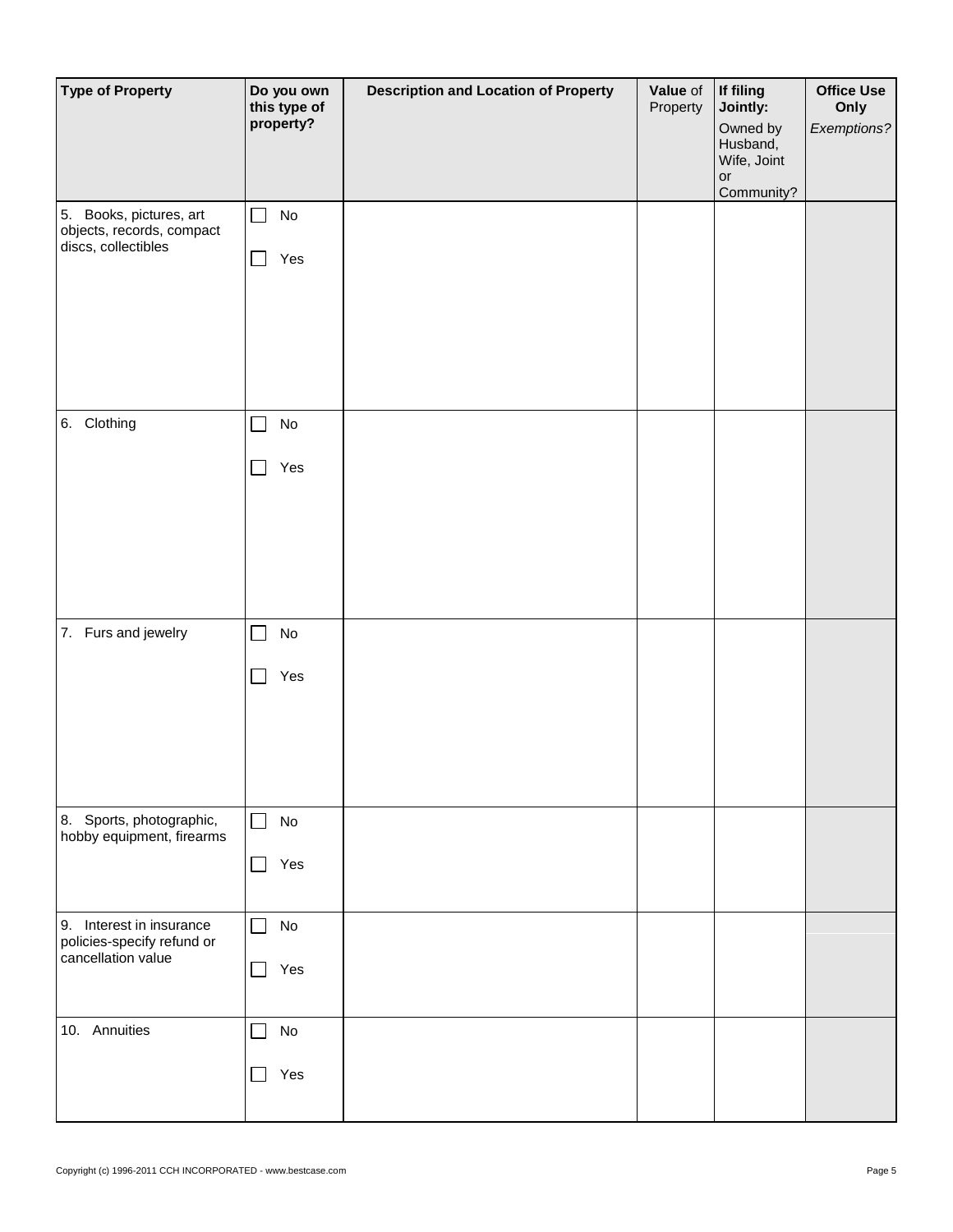| **Type of Property** | **Do you own this type of property?** | **Description and Location of Property** | **Value** of Property | **If filing Jointly:** Owned by Husband, Wife, Joint or Community? | **Office Use Only** *Exemptions?* |
|---|---|---|---|---|---|
| 5. Books, pictures, art objects, records, compact discs, collectibles | ☐ No<br>☐ Yes | | | | |
| 6. Clothing | ☐ No<br>☐ Yes | | | | |
| 7. Furs and jewelry | ☐ No<br>☐ Yes | | | | |
| 8. Sports, photographic, hobby equipment, firearms | ☐ No<br>☐ Yes | | | | |
| 9. Interest in insurance policies-specify refund or cancellation value | ☐ No<br>☐ Yes | | | | |
| 10. Annuities | ☐ No<br>☐ Yes | | | | |

Copyright (c) 1996-2011 CCH INCORPORATED - www.bestcase.com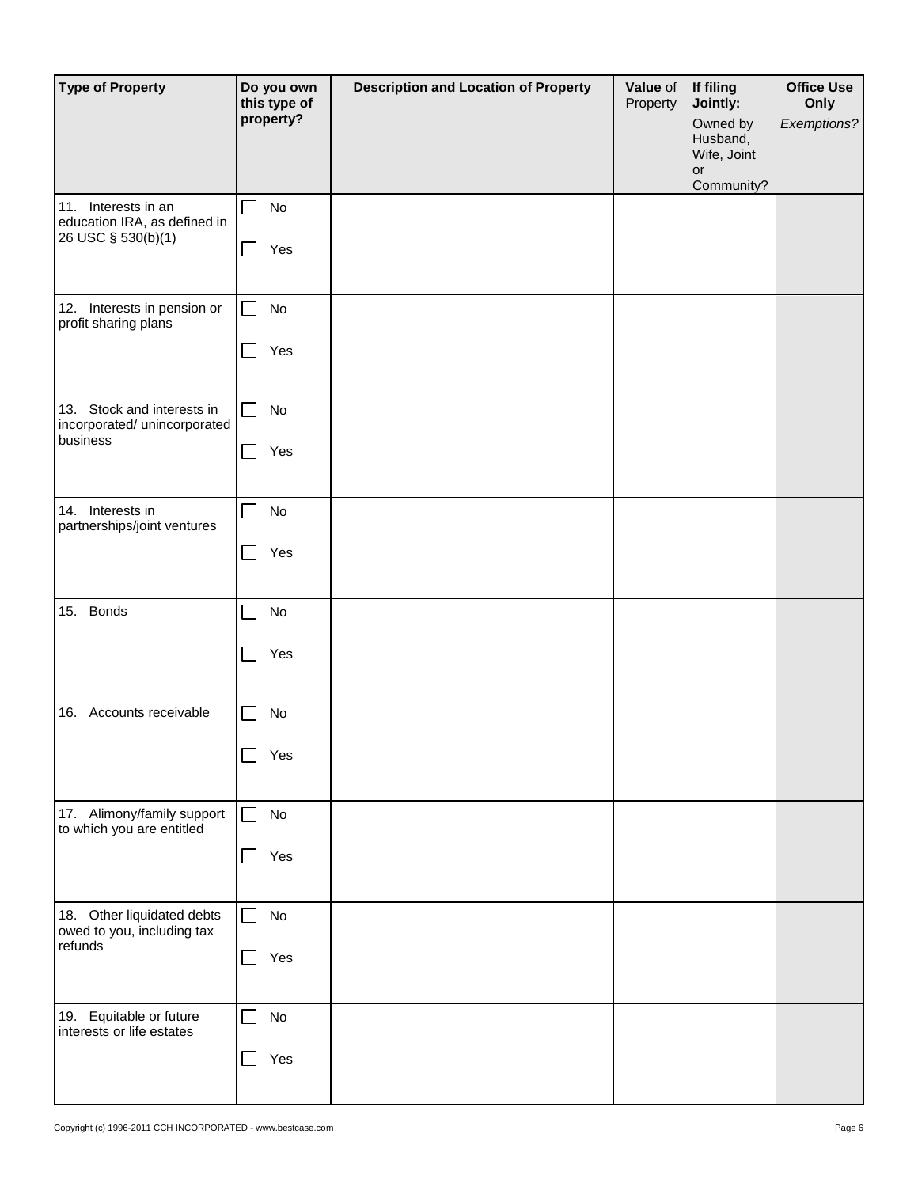| **Type of Property** | **Do you own this type of property?** | **Description and Location of Property** | **Value** of Property | **If filing Jointly:** Owned by Husband, Wife, Joint or Community? | **Office Use Only** *Exemptions?* |
|---|---|---|---|---|---|
| 11. Interests in an education IRA, as defined in 26 USC § 530(b)(1) | ☐ No ☐ Yes | | | | |
| 12. Interests in pension or profit sharing plans | ☐ No ☐ Yes | | | | |
| 13. Stock and interests in incorporated/ unincorporated business | ☐ No ☐ Yes | | | | |
| 14. Interests in partnerships/joint ventures | ☐ No ☐ Yes | | | | |
| 15. Bonds | ☐ No ☐ Yes | | | | |
| 16. Accounts receivable | ☐ No ☐ Yes | | | | |
| 17. Alimony/family support to which you are entitled | ☐ No ☐ Yes | | | | |
| 18. Other liquidated debts owed to you, including tax refunds | ☐ No ☐ Yes | | | | |
| 19. Equitable or future interests or life estates | ☐ No ☐ Yes | | | | |

Copyright (c) 1996-2011 CCH INCORPORATED - www.bestcase.com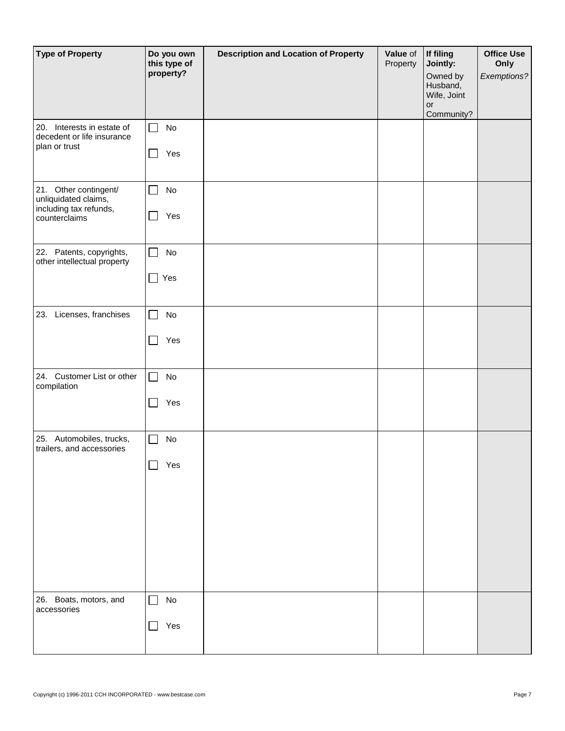| Type of Property | Do you own this type of property? | Description and Location of Property | **Value** of Property | **If filing Jointly:** Owned by Husband, Wife, Joint or Community? | **Office Use Only** *Exemptions?* |
|---|---|---|---|---|---|
| 20. Interests in estate of decedent or life insurance plan or trust | ☐ No ☐ Yes | | | | |
| 21. Other contingent/ unliquidated claims, including tax refunds, counterclaims | ☐ No ☐ Yes | | | | |
| 22. Patents, copyrights, other intellectual property | ☐ No ☐ Yes | | | | |
| 23. Licenses, franchises | ☐ No ☐ Yes | | | | |
| 24. Customer List or other compilation | ☐ No ☐ Yes | | | | |
| 25. Automobiles, trucks, trailers, and accessories | ☐ No ☐ Yes | | | | |
| 26. Boats, motors, and accessories | ☐ No ☐ Yes | | | | |

Copyright (c) 1996-2011 CCH INCORPORATED - www.bestcase.com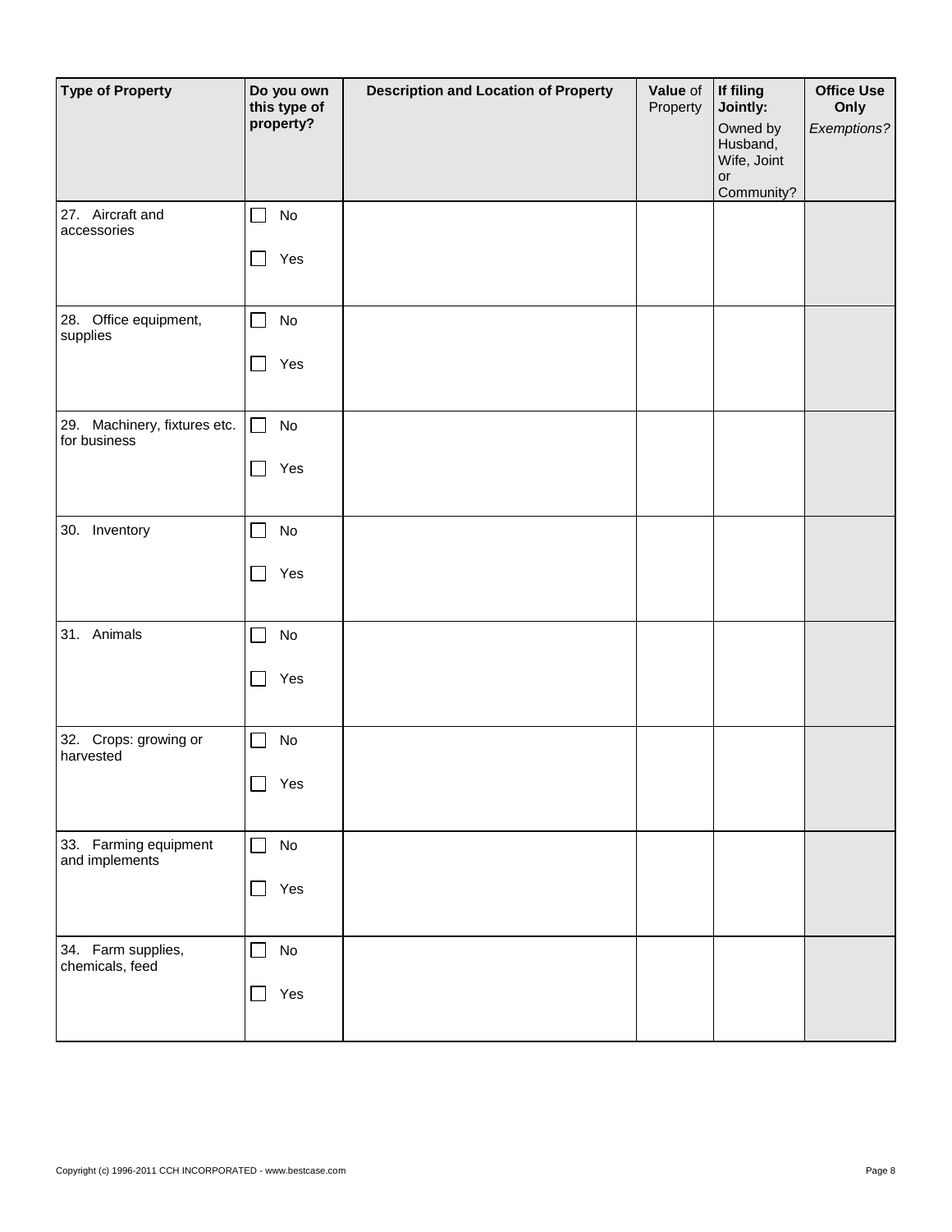| Type of Property | Do you own this type of property? | Description and Location of Property | Value of Property | If filing Jointly: Owned by Husband, Wife, Joint or Community? | Office Use Only *Exemptions?* |
|---|---|---|---|---|---|
| 27. Aircraft and accessories | ☐ No ☐ Yes | | | | |
| 28. Office equipment, supplies | ☐ No ☐ Yes | | | | |
| 29. Machinery, fixtures etc. for business | ☐ No ☐ Yes | | | | |
| 30. Inventory | ☐ No ☐ Yes | | | | |
| 31. Animals | ☐ No ☐ Yes | | | | |
| 32. Crops: growing or harvested | ☐ No ☐ Yes | | | | |
| 33. Farming equipment and implements | ☐ No ☐ Yes | | | | |
| 34. Farm supplies, chemicals, feed | ☐ No ☐ Yes | | | | |

Copyright (c) 1996-2011 CCH INCORPORATED - www.bestcase.com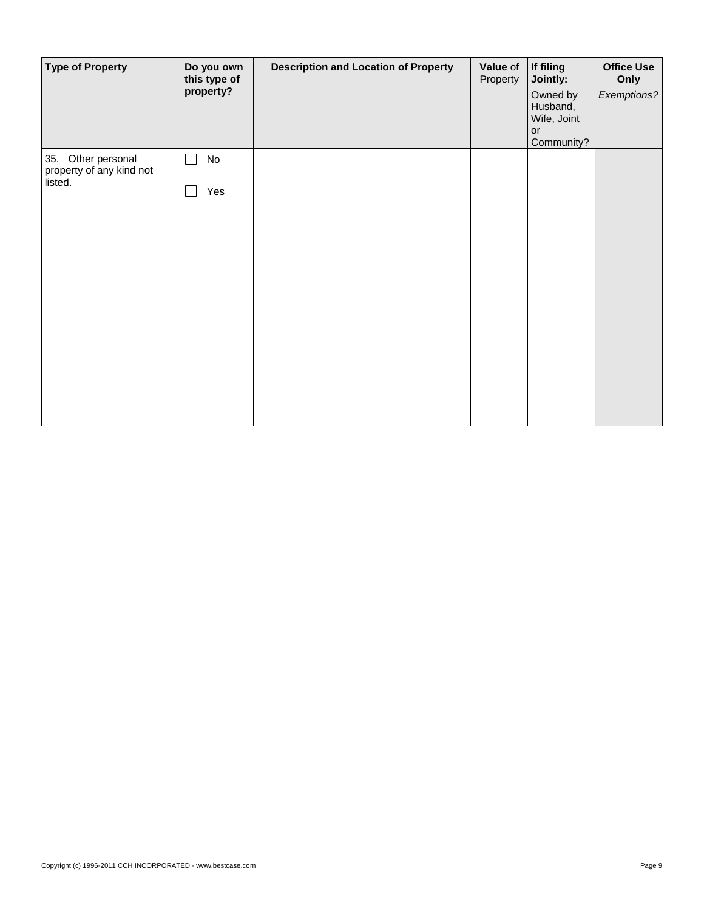| Type of Property | Do you own this type of property? | Description and Location of Property | Value of Property | If filing Jointly: Owned by Husband, Wife, Joint or Community? | Office Use Only *Exemptions?* |
|---|---|---|---|---|---|
| 35. Other personal property of any kind not listed. | ☐ No ☐ Yes | | | | |

Copyright (c) 1996-2011 CCH INCORPORATED - www.bestcase.com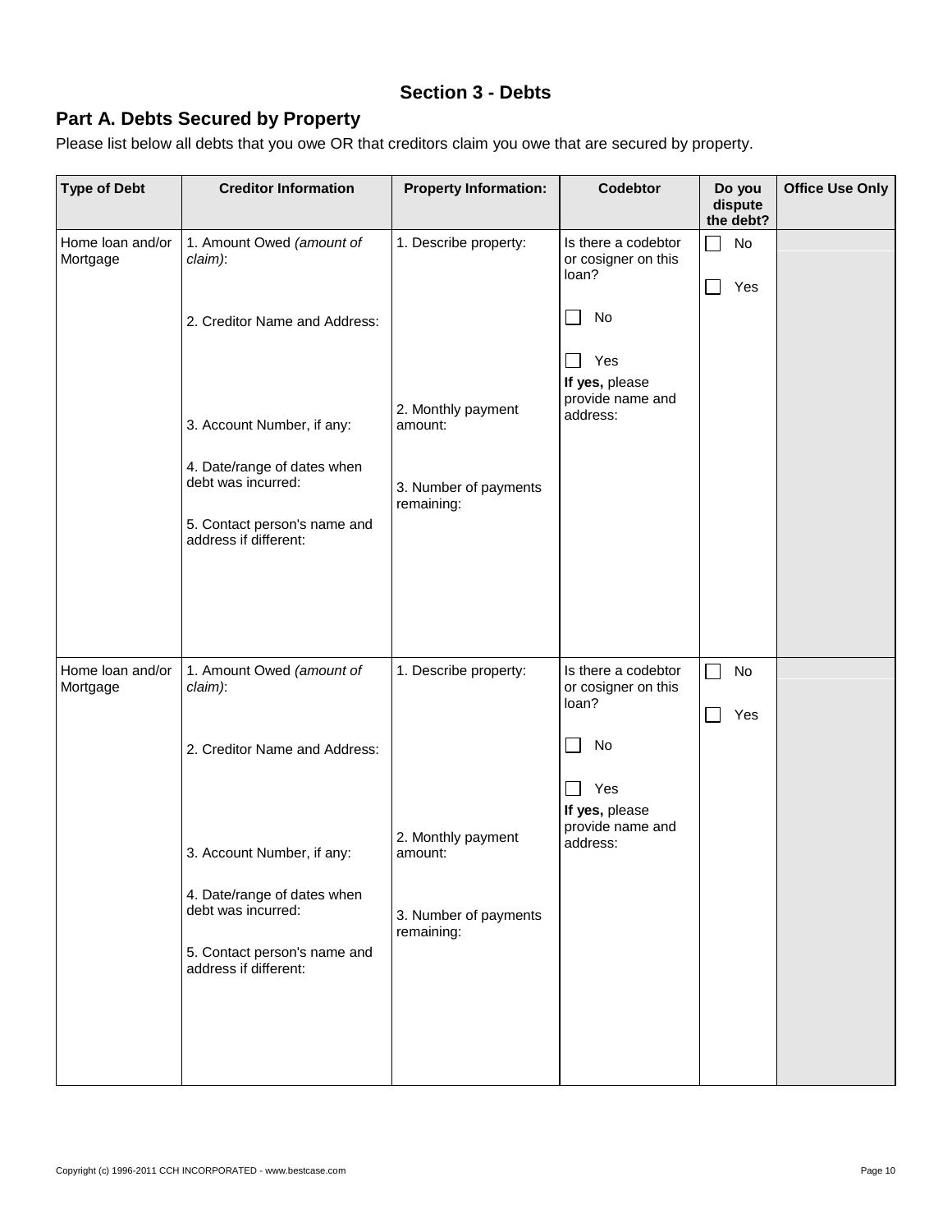## Section 3 - Debts

### Part A. Debts Secured by Property

Please list below all debts that you owe OR that creditors claim you owe that are secured by property.

| Type of Debt | Creditor Information | Property Information: | Codebtor | Do you dispute the debt? | Office Use Only |
|---|---|---|---|---|---|
| Home loan and/or Mortgage | 1. Amount Owed *(amount of claim)*:<br><br>2. Creditor Name and Address:<br><br>3. Account Number, if any:<br><br>4. Date/range of dates when debt was incurred:<br><br>5. Contact person's name and address if different: | 1. Describe property:<br><br>2. Monthly payment amount:<br><br>3. Number of payments remaining: | Is there a codebtor or cosigner on this loan?<br><br>☐ No<br><br>☐ Yes<br>**If yes,** please provide name and address: | ☐ No<br><br>☐ Yes | |
| Home loan and/or Mortgage | 1. Amount Owed *(amount of claim)*:<br><br>2. Creditor Name and Address:<br><br>3. Account Number, if any:<br><br>4. Date/range of dates when debt was incurred:<br><br>5. Contact person's name and address if different: | 1. Describe property:<br><br>2. Monthly payment amount:<br><br>3. Number of payments remaining: | Is there a codebtor or cosigner on this loan?<br><br>☐ No<br><br>☐ Yes<br>**If yes,** please provide name and address: | ☐ No<br><br>☐ Yes | |

Copyright (c) 1996-2011 CCH INCORPORATED - www.bestcase.com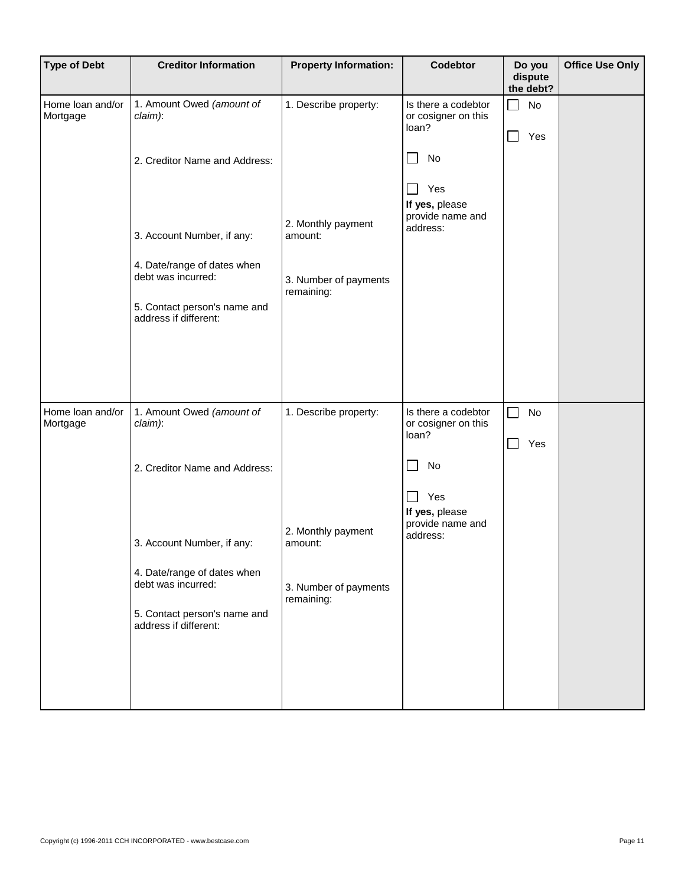| Type of Debt | Creditor Information | Property Information: | Codebtor | Do you dispute the debt? | Office Use Only |
|---|---|---|---|---|---|
| Home loan and/or Mortgage | 1. Amount Owed *(amount of claim)*:<br><br>2. Creditor Name and Address:<br><br>3. Account Number, if any:<br><br>4. Date/range of dates when debt was incurred:<br><br>5. Contact person's name and address if different: | 1. Describe property:<br><br>2. Monthly payment amount:<br><br>3. Number of payments remaining: | Is there a codebtor or cosigner on this loan?<br><br>☐ No<br><br>☐ Yes<br>**If yes,** please provide name and address: | ☐ No<br><br>☐ Yes | |
| Home loan and/or Mortgage | 1. Amount Owed *(amount of claim)*:<br><br>2. Creditor Name and Address:<br><br>3. Account Number, if any:<br><br>4. Date/range of dates when debt was incurred:<br><br>5. Contact person's name and address if different: | 1. Describe property:<br><br>2. Monthly payment amount:<br><br>3. Number of payments remaining: | Is there a codebtor or cosigner on this loan?<br><br>☐ No<br><br>☐ Yes<br>**If yes,** please provide name and address: | ☐ No<br><br>☐ Yes | |

Copyright (c) 1996-2011 CCH INCORPORATED - www.bestcase.com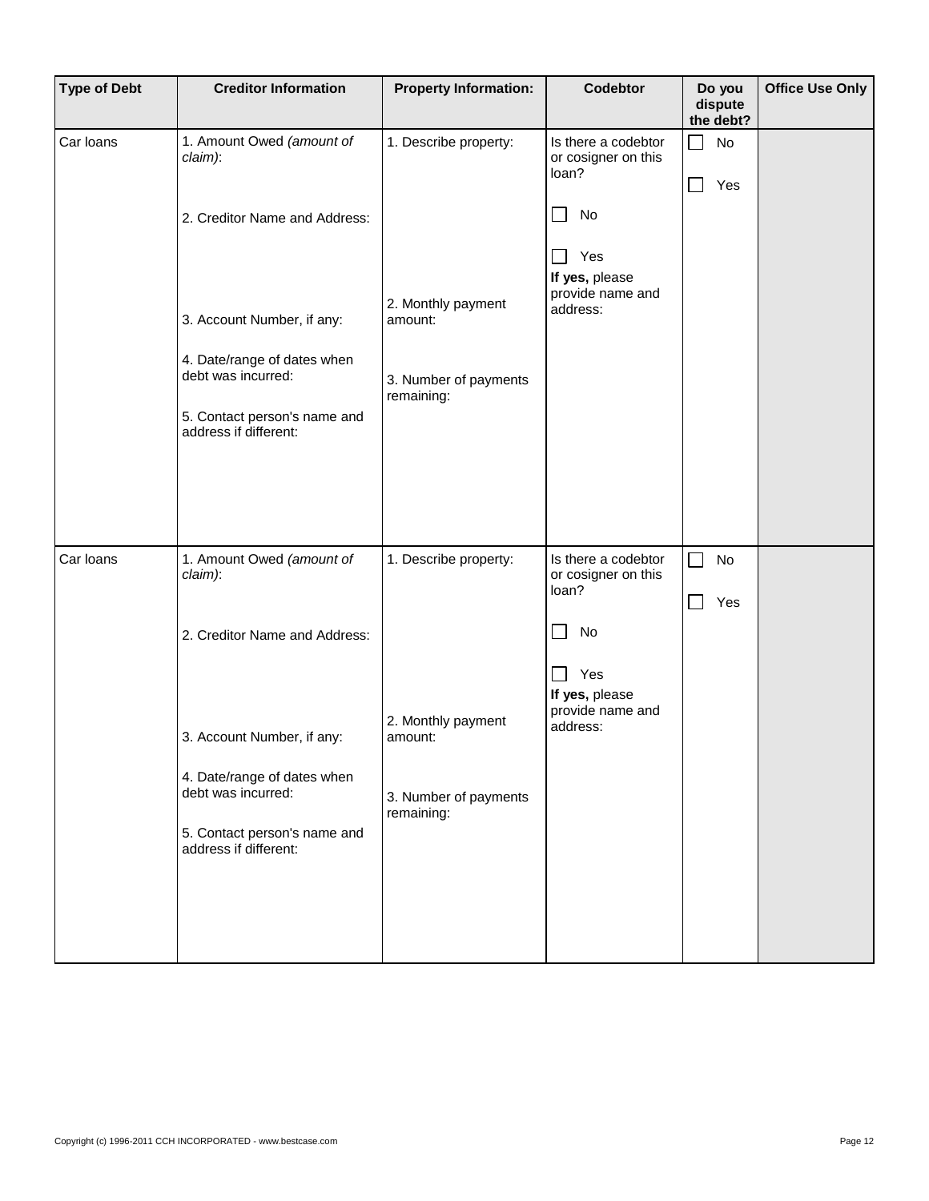| Type of Debt | Creditor Information | Property Information: | Codebtor | Do you dispute the debt? | Office Use Only |
|---|---|---|---|---|---|
| Car loans | 1. Amount Owed *(amount of claim)*:<br><br>2. Creditor Name and Address:<br><br>3. Account Number, if any:<br><br>4. Date/range of dates when debt was incurred:<br><br>5. Contact person's name and address if different: | 1. Describe property:<br><br>2. Monthly payment amount:<br><br>3. Number of payments remaining: | Is there a codebtor or cosigner on this loan?<br><br>☐ No<br><br>☐ Yes<br>**If yes,** please provide name and address: | ☐ No<br><br>☐ Yes | |
| Car loans | 1. Amount Owed *(amount of claim)*:<br><br>2. Creditor Name and Address:<br><br>3. Account Number, if any:<br><br>4. Date/range of dates when debt was incurred:<br><br>5. Contact person's name and address if different: | 1. Describe property:<br><br>2. Monthly payment amount:<br><br>3. Number of payments remaining: | Is there a codebtor or cosigner on this loan?<br><br>☐ No<br><br>☐ Yes<br>**If yes,** please provide name and address: | ☐ No<br><br>☐ Yes | |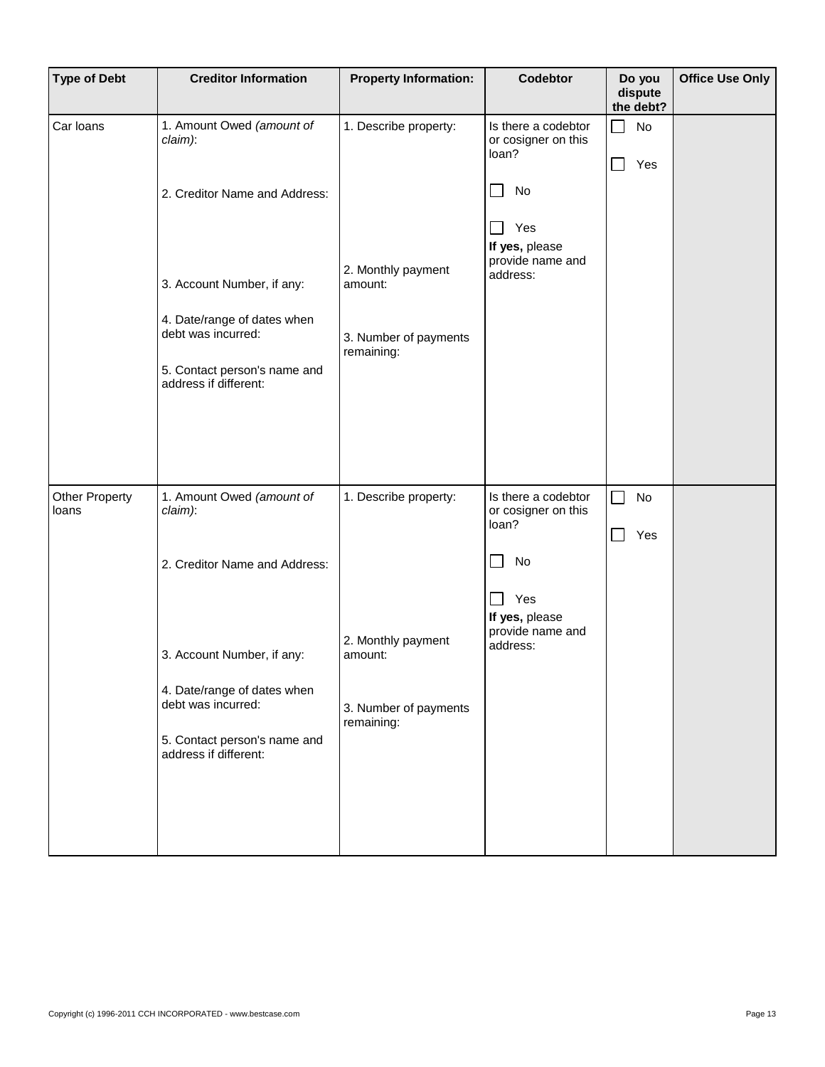| Type of Debt | Creditor Information | Property Information: | Codebtor | Do you dispute the debt? | Office Use Only |
| --- | --- | --- | --- | --- | --- |
| Car loans | 1. Amount Owed *(amount of claim)*:<br><br>2. Creditor Name and Address:<br><br>3. Account Number, if any:<br><br>4. Date/range of dates when debt was incurred:<br><br>5. Contact person's name and address if different: | 1. Describe property:<br><br>2. Monthly payment amount:<br><br>3. Number of payments remaining: | Is there a codebtor or cosigner on this loan?<br><br>☐ No<br><br>☐ Yes<br>**If yes,** please provide name and address: | ☐ No<br><br>☐ Yes | |
| Other Property loans | 1. Amount Owed *(amount of claim)*:<br><br>2. Creditor Name and Address:<br><br>3. Account Number, if any:<br><br>4. Date/range of dates when debt was incurred:<br><br>5. Contact person's name and address if different: | 1. Describe property:<br><br>2. Monthly payment amount:<br><br>3. Number of payments remaining: | Is there a codebtor or cosigner on this loan?<br><br>☐ No<br><br>☐ Yes<br>**If yes,** please provide name and address: | ☐ No<br><br>☐ Yes | |

Copyright (c) 1996-2011 CCH INCORPORATED - www.bestcase.com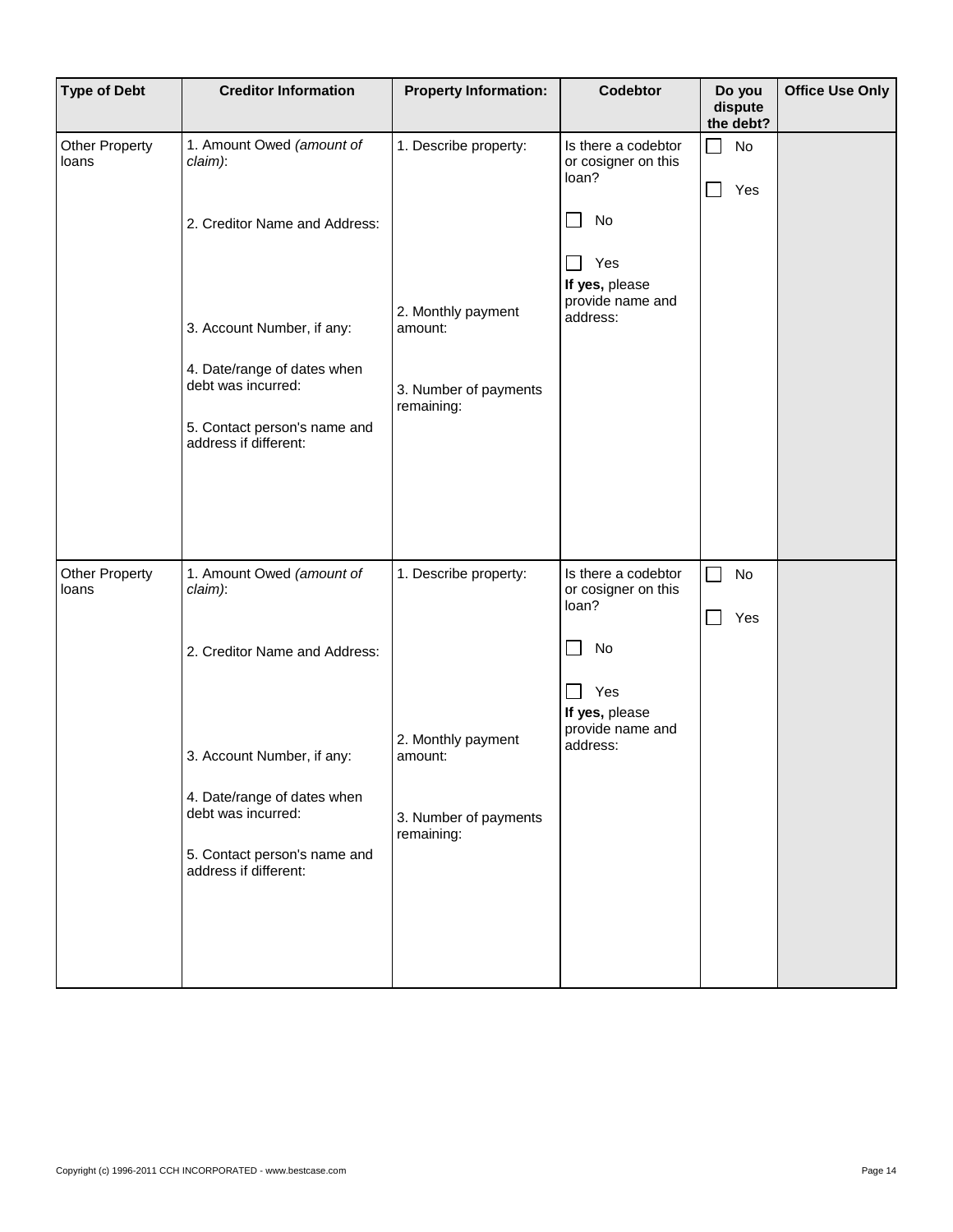| Type of Debt | Creditor Information | Property Information: | Codebtor | Do you dispute the debt? | Office Use Only |
|---|---|---|---|---|---|
| Other Property loans | 1. Amount Owed *(amount of claim)*:<br><br>2. Creditor Name and Address:<br><br>3. Account Number, if any:<br><br>4. Date/range of dates when debt was incurred:<br><br>5. Contact person's name and address if different: | 1. Describe property:<br><br>2. Monthly payment amount:<br><br>3. Number of payments remaining: | Is there a codebtor or cosigner on this loan?<br><br>☐ No<br><br>☐ Yes<br>**If yes,** please provide name and address: | ☐ No<br><br>☐ Yes | |
| Other Property loans | 1. Amount Owed *(amount of claim)*:<br><br>2. Creditor Name and Address:<br><br>3. Account Number, if any:<br><br>4. Date/range of dates when debt was incurred:<br><br>5. Contact person's name and address if different: | 1. Describe property:<br><br>2. Monthly payment amount:<br><br>3. Number of payments remaining: | Is there a codebtor or cosigner on this loan?<br><br>☐ No<br><br>☐ Yes<br>**If yes,** please provide name and address: | ☐ No<br><br>☐ Yes | |

Copyright (c) 1996-2011 CCH INCORPORATED - www.bestcase.com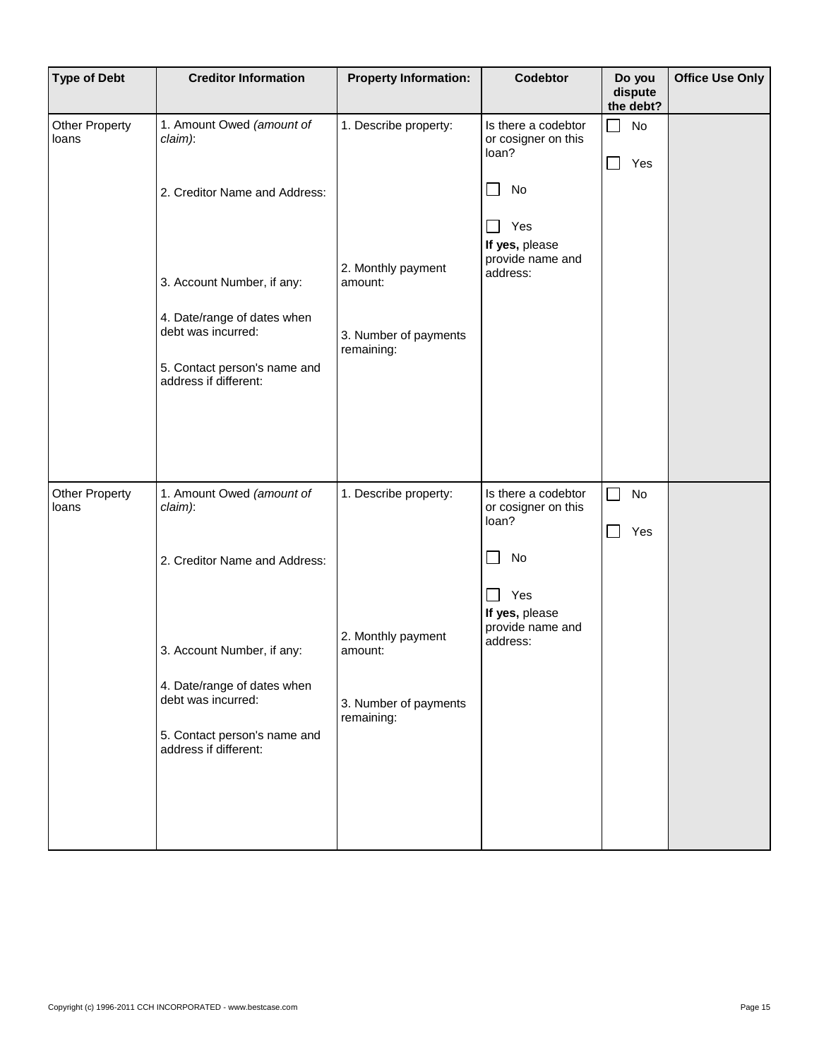| Type of Debt | Creditor Information | Property Information: | Codebtor | Do you dispute the debt? | Office Use Only |
|---|---|---|---|---|---|
| Other Property loans | 1. Amount Owed *(amount of claim)*:<br><br>2. Creditor Name and Address:<br><br>3. Account Number, if any:<br><br>4. Date/range of dates when debt was incurred:<br><br>5. Contact person's name and address if different: | 1. Describe property:<br><br>2. Monthly payment amount:<br><br>3. Number of payments remaining: | Is there a codebtor or cosigner on this loan?<br><br>☐ No<br><br>☐ Yes<br>**If yes,** please provide name and address: | ☐ No<br><br>☐ Yes | |
| Other Property loans | 1. Amount Owed *(amount of claim)*:<br><br>2. Creditor Name and Address:<br><br>3. Account Number, if any:<br><br>4. Date/range of dates when debt was incurred:<br><br>5. Contact person's name and address if different: | 1. Describe property:<br><br>2. Monthly payment amount:<br><br>3. Number of payments remaining: | Is there a codebtor or cosigner on this loan?<br><br>☐ No<br><br>☐ Yes<br>**If yes,** please provide name and address: | ☐ No<br><br>☐ Yes | |

Copyright (c) 1996-2011 CCH INCORPORATED - www.bestcase.com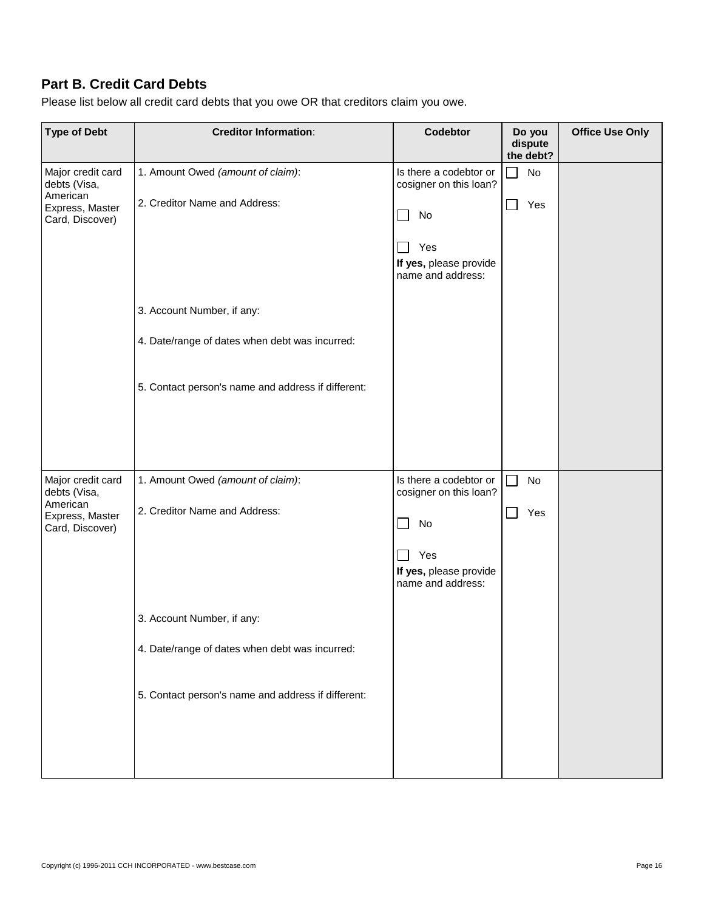## Part B. Credit Card Debts

Please list below all credit card debts that you owe OR that creditors claim you owe.

| Type of Debt | Creditor Information: | Codebtor | Do you dispute the debt? | Office Use Only |
|---|---|---|---|---|
| Major credit card debts (Visa, American Express, Master Card, Discover) | 1. Amount Owed *(amount of claim)*:<br><br>2. Creditor Name and Address:<br><br>3. Account Number, if any:<br><br>4. Date/range of dates when debt was incurred:<br><br>5. Contact person's name and address if different: | Is there a codebtor or cosigner on this loan?<br><br>☐ No<br><br>☐ Yes<br>**If yes,** please provide name and address: | ☐ No<br><br>☐ Yes | |
| Major credit card debts (Visa, American Express, Master Card, Discover) | 1. Amount Owed *(amount of claim)*:<br><br>2. Creditor Name and Address:<br><br>3. Account Number, if any:<br><br>4. Date/range of dates when debt was incurred:<br><br>5. Contact person's name and address if different: | Is there a codebtor or cosigner on this loan?<br><br>☐ No<br><br>☐ Yes<br>**If yes,** please provide name and address: | ☐ No<br><br>☐ Yes | |

Copyright (c) 1996-2011 CCH INCORPORATED - www.bestcase.com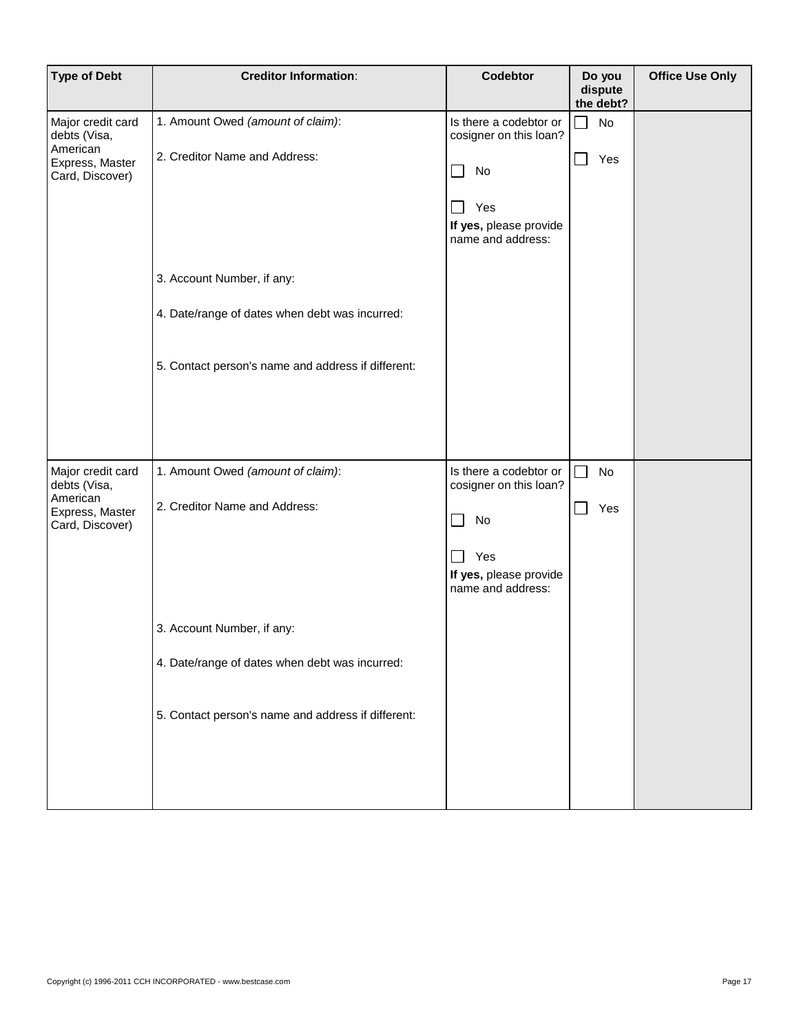| Type of Debt | Creditor Information: | Codebtor | Do you dispute the debt? | Office Use Only |
|---|---|---|---|---|
| Major credit card debts (Visa, American Express, Master Card, Discover) | 1. Amount Owed *(amount of claim)*:<br><br>2. Creditor Name and Address:<br><br>3. Account Number, if any:<br><br>4. Date/range of dates when debt was incurred:<br><br>5. Contact person's name and address if different: | Is there a codebtor or cosigner on this loan?<br><br>☐ No<br><br>☐ Yes<br>**If yes,** please provide name and address: | ☐ No<br><br>☐ Yes | |
| Major credit card debts (Visa, American Express, Master Card, Discover) | 1. Amount Owed *(amount of claim)*:<br><br>2. Creditor Name and Address:<br><br>3. Account Number, if any:<br><br>4. Date/range of dates when debt was incurred:<br><br>5. Contact person's name and address if different: | Is there a codebtor or cosigner on this loan?<br><br>☐ No<br><br>☐ Yes<br>**If yes,** please provide name and address: | ☐ No<br><br>☐ Yes | |

Copyright (c) 1996-2011 CCH INCORPORATED - www.bestcase.com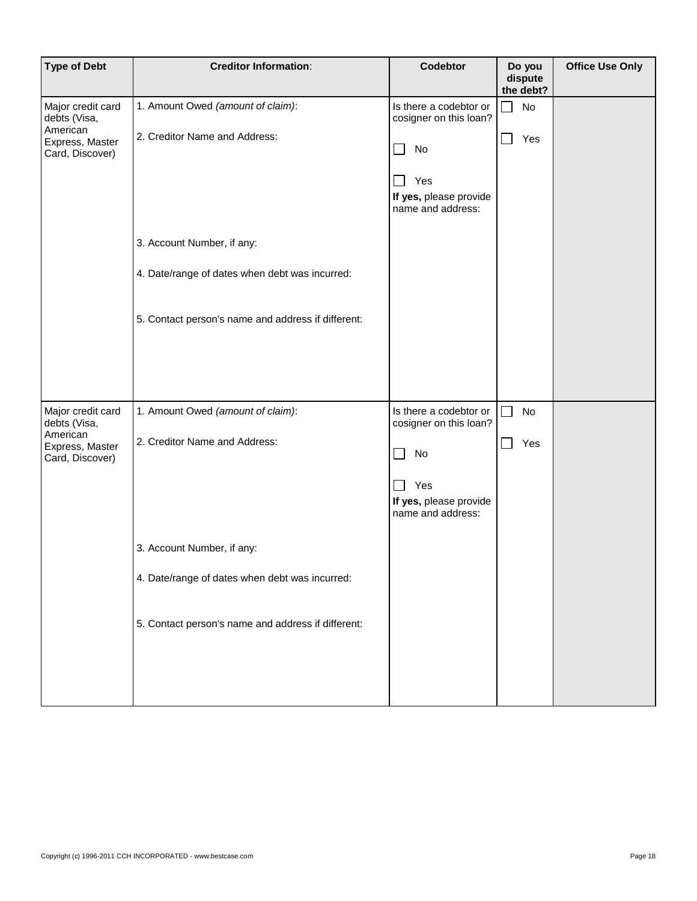| Type of Debt | Creditor Information: | Codebtor | Do you dispute the debt? | Office Use Only |
|---|---|---|---|---|
| Major credit card debts (Visa, American Express, Master Card, Discover) | 1. Amount Owed *(amount of claim)*:<br><br>2. Creditor Name and Address:<br><br><br><br>3. Account Number, if any:<br><br>4. Date/range of dates when debt was incurred:<br><br>5. Contact person's name and address if different: | Is there a codebtor or cosigner on this loan?<br><br>☐ No<br><br>☐ Yes<br>**If yes,** please provide name and address: | ☐ No<br><br>☐ Yes | |
| Major credit card debts (Visa, American Express, Master Card, Discover) | 1. Amount Owed *(amount of claim)*:<br><br>2. Creditor Name and Address:<br><br><br><br>3. Account Number, if any:<br><br>4. Date/range of dates when debt was incurred:<br><br>5. Contact person's name and address if different: | Is there a codebtor or cosigner on this loan?<br><br>☐ No<br><br>☐ Yes<br>**If yes,** please provide name and address: | ☐ No<br><br>☐ Yes | |

Copyright (c) 1996-2011 CCH INCORPORATED - www.bestcase.com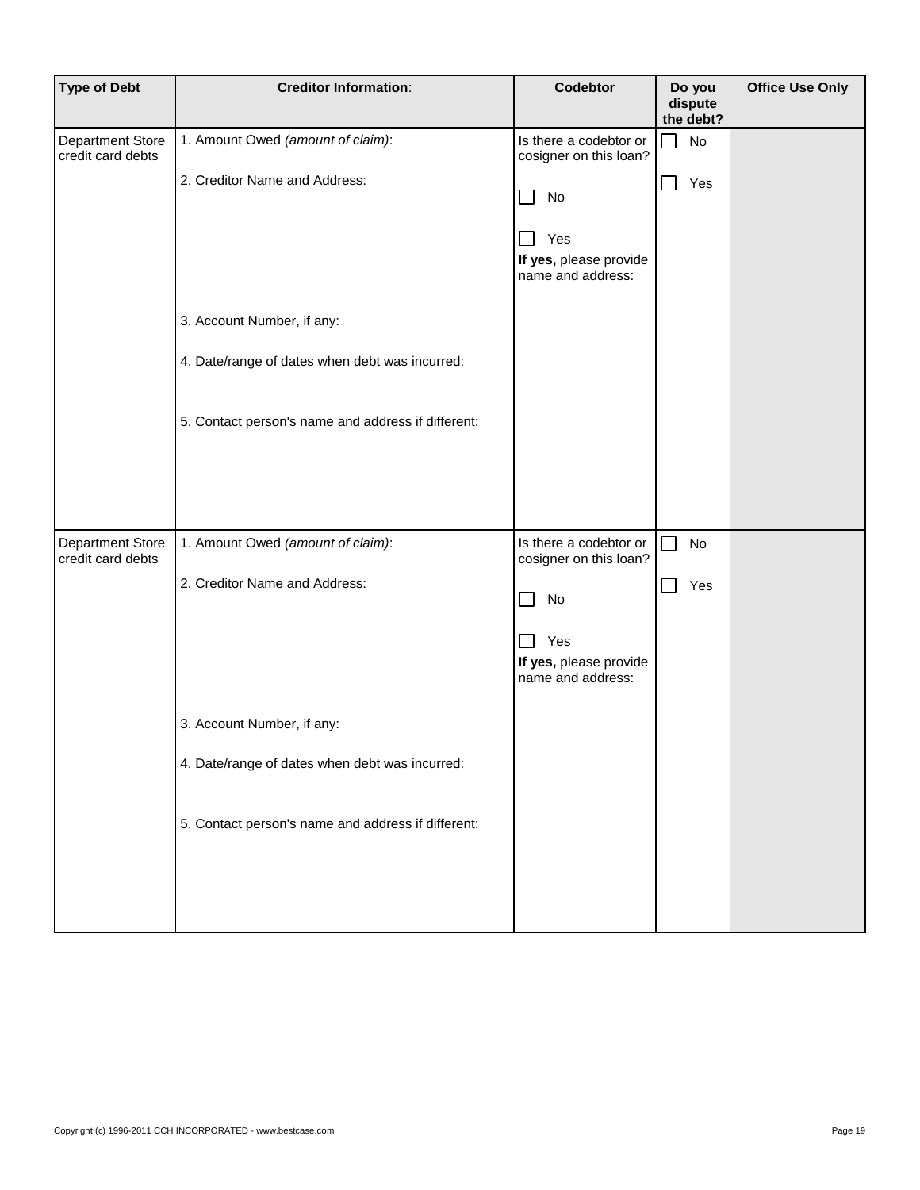| Type of Debt | Creditor Information: | Codebtor | Do you dispute the debt? | Office Use Only |
|---|---|---|---|---|
| Department Store credit card debts | 1. Amount Owed *(amount of claim)*:<br><br>2. Creditor Name and Address:<br><br>3. Account Number, if any:<br><br>4. Date/range of dates when debt was incurred:<br><br>5. Contact person's name and address if different: | Is there a codebtor or cosigner on this loan?<br><br>☐ No<br><br>☐ Yes<br>**If yes,** please provide name and address: | ☐ No<br><br>☐ Yes | |
| Department Store credit card debts | 1. Amount Owed *(amount of claim)*:<br><br>2. Creditor Name and Address:<br><br>3. Account Number, if any:<br><br>4. Date/range of dates when debt was incurred:<br><br>5. Contact person's name and address if different: | Is there a codebtor or cosigner on this loan?<br><br>☐ No<br><br>☐ Yes<br>**If yes,** please provide name and address: | ☐ No<br><br>☐ Yes | |

Copyright (c) 1996-2011 CCH INCORPORATED - www.bestcase.com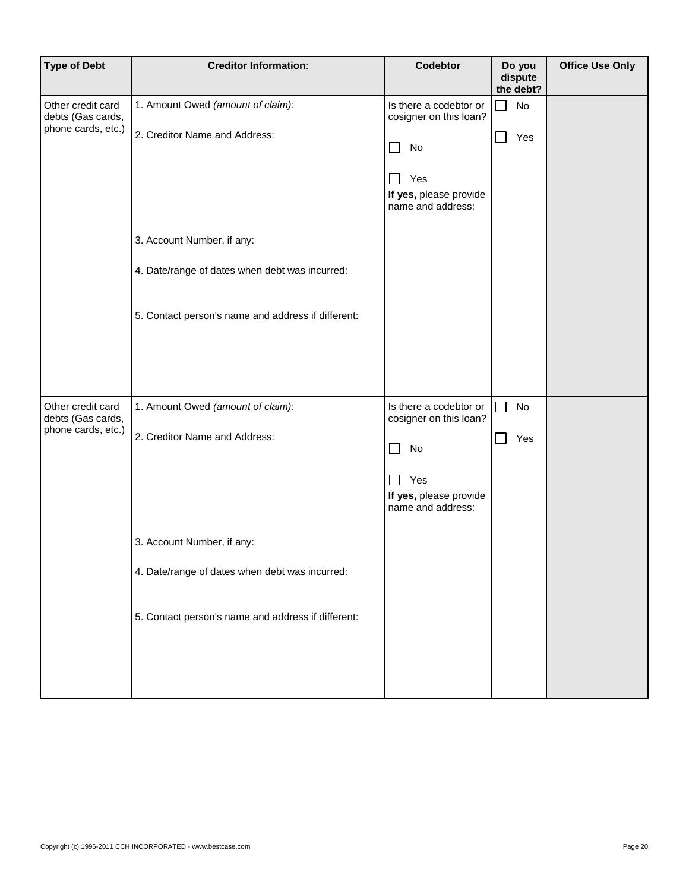| Type of Debt | Creditor Information: | Codebtor | Do you dispute the debt? | Office Use Only |
|---|---|---|---|---|
| Other credit card debts (Gas cards, phone cards, etc.) | 1. Amount Owed *(amount of claim)*:<br><br>2. Creditor Name and Address:<br><br>3. Account Number, if any:<br><br>4. Date/range of dates when debt was incurred:<br><br>5. Contact person's name and address if different: | Is there a codebtor or cosigner on this loan?<br><br>☐ No<br><br>☐ Yes<br>**If yes,** please provide name and address: | ☐ No<br><br>☐ Yes | |
| Other credit card debts (Gas cards, phone cards, etc.) | 1. Amount Owed *(amount of claim)*:<br><br>2. Creditor Name and Address:<br><br>3. Account Number, if any:<br><br>4. Date/range of dates when debt was incurred:<br><br>5. Contact person's name and address if different: | Is there a codebtor or cosigner on this loan?<br><br>☐ No<br><br>☐ Yes<br>**If yes,** please provide name and address: | ☐ No<br><br>☐ Yes | |

Copyright (c) 1996-2011 CCH INCORPORATED - www.bestcase.com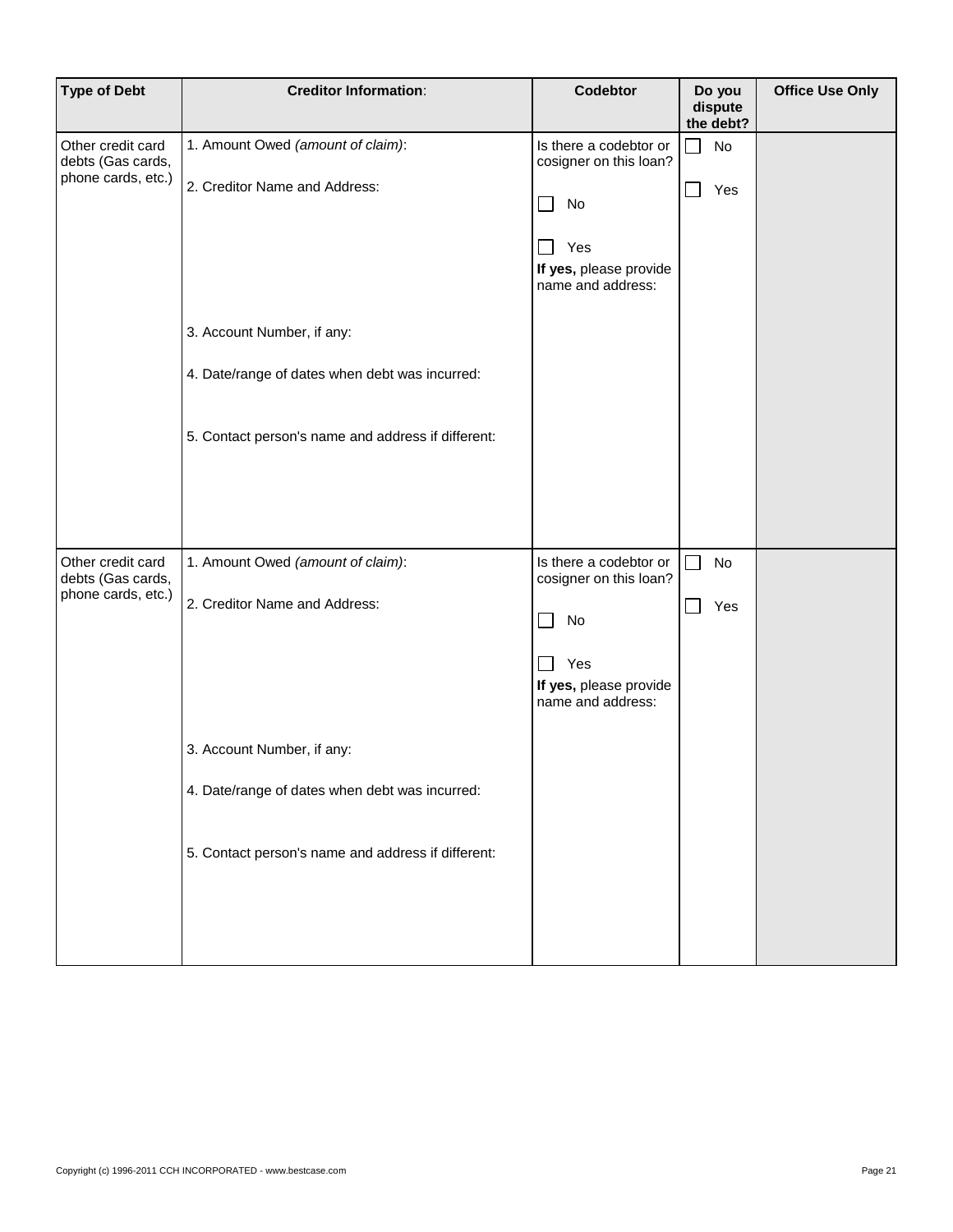| Type of Debt | Creditor Information: | Codebtor | Do you dispute the debt? | Office Use Only |
|---|---|---|---|---|
| Other credit card debts (Gas cards, phone cards, etc.) | 1. Amount Owed *(amount of claim)*:<br><br>2. Creditor Name and Address:<br><br>3. Account Number, if any:<br><br>4. Date/range of dates when debt was incurred:<br><br>5. Contact person's name and address if different: | Is there a codebtor or cosigner on this loan?<br><br>☐ No<br><br>☐ Yes<br>**If yes,** please provide name and address: | ☐ No<br><br>☐ Yes | |
| Other credit card debts (Gas cards, phone cards, etc.) | 1. Amount Owed *(amount of claim)*:<br><br>2. Creditor Name and Address:<br><br>3. Account Number, if any:<br><br>4. Date/range of dates when debt was incurred:<br><br>5. Contact person's name and address if different: | Is there a codebtor or cosigner on this loan?<br><br>☐ No<br><br>☐ Yes<br>**If yes,** please provide name and address: | ☐ No<br><br>☐ Yes | |

Copyright (c) 1996-2011 CCH INCORPORATED - www.bestcase.com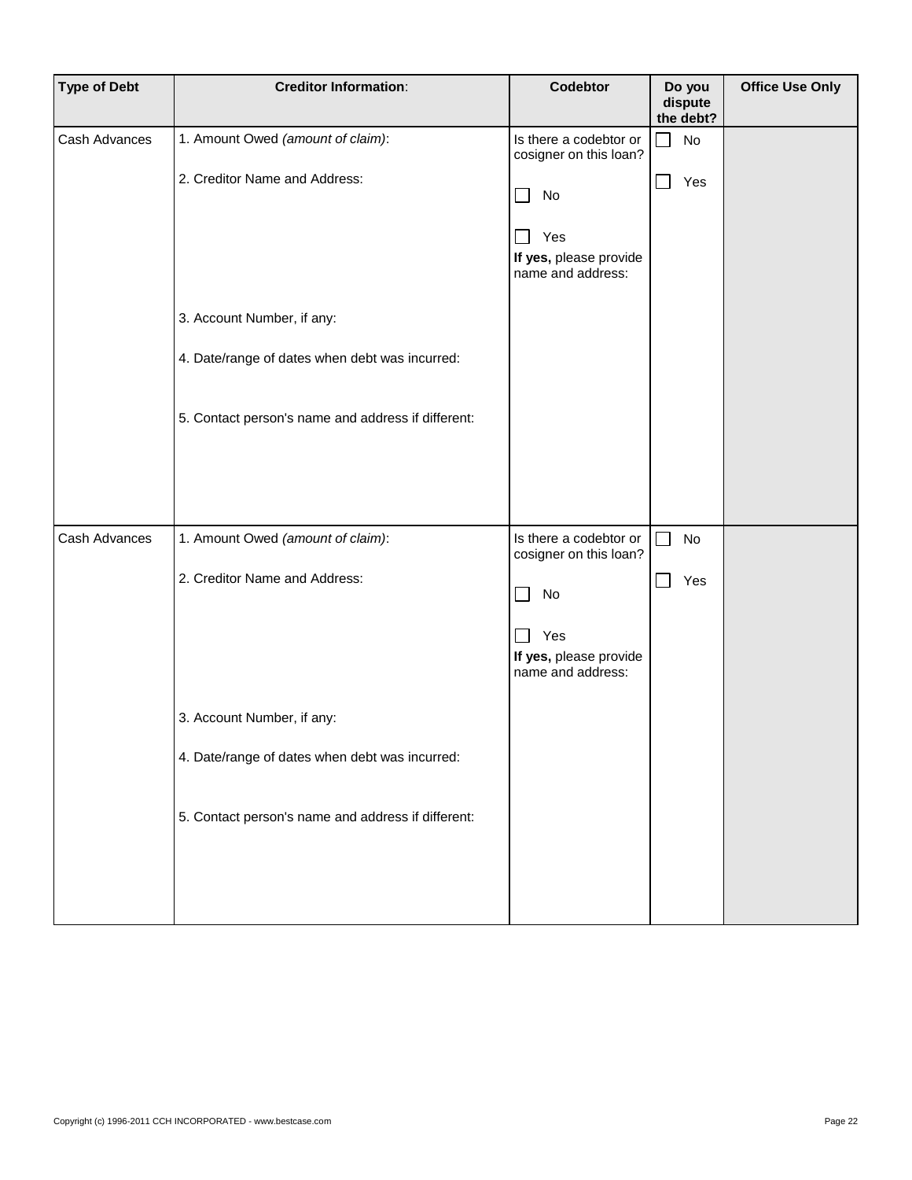| Type of Debt | Creditor Information: | Codebtor | Do you dispute the debt? | Office Use Only |
|---|---|---|---|---|
| Cash Advances | 1. Amount Owed *(amount of claim)*:<br><br>2. Creditor Name and Address:<br><br>3. Account Number, if any:<br><br>4. Date/range of dates when debt was incurred:<br><br>5. Contact person's name and address if different: | Is there a codebtor or cosigner on this loan?<br><br>☐ No<br><br>☐ Yes<br>**If yes,** please provide name and address: | ☐ No<br><br>☐ Yes | |
| Cash Advances | 1. Amount Owed *(amount of claim)*:<br><br>2. Creditor Name and Address:<br><br>3. Account Number, if any:<br><br>4. Date/range of dates when debt was incurred:<br><br>5. Contact person's name and address if different: | Is there a codebtor or cosigner on this loan?<br><br>☐ No<br><br>☐ Yes<br>**If yes,** please provide name and address: | ☐ No<br><br>☐ Yes | |

Copyright (c) 1996-2011 CCH INCORPORATED - www.bestcase.com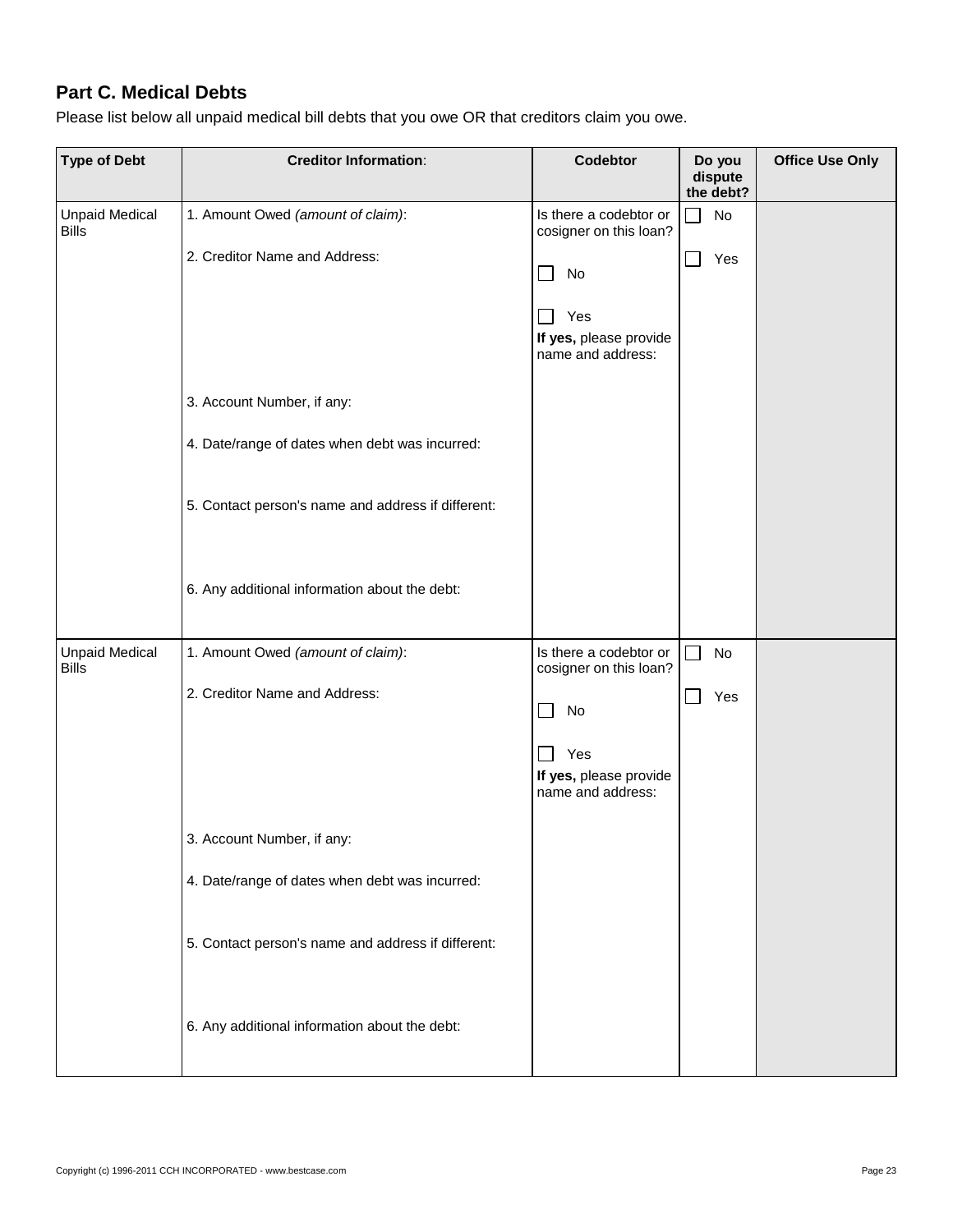## Part C. Medical Debts

Please list below all unpaid medical bill debts that you owe OR that creditors claim you owe.

| Type of Debt | Creditor Information: | Codebtor | Do you dispute the debt? | Office Use Only |
|---|---|---|---|---|
| Unpaid Medical Bills | 1. Amount Owed *(amount of claim)*:<br><br>2. Creditor Name and Address:<br><br>3. Account Number, if any:<br><br>4. Date/range of dates when debt was incurred:<br><br>5. Contact person's name and address if different:<br><br>6. Any additional information about the debt: | Is there a codebtor or cosigner on this loan?<br><br>☐ No<br><br>☐ Yes<br>**If yes,** please provide name and address: | ☐ No<br><br>☐ Yes | |
| Unpaid Medical Bills | 1. Amount Owed *(amount of claim)*:<br><br>2. Creditor Name and Address:<br><br>3. Account Number, if any:<br><br>4. Date/range of dates when debt was incurred:<br><br>5. Contact person's name and address if different:<br><br>6. Any additional information about the debt: | Is there a codebtor or cosigner on this loan?<br><br>☐ No<br><br>☐ Yes<br>**If yes,** please provide name and address: | ☐ No<br><br>☐ Yes | |

Copyright (c) 1996-2011 CCH INCORPORATED - www.bestcase.com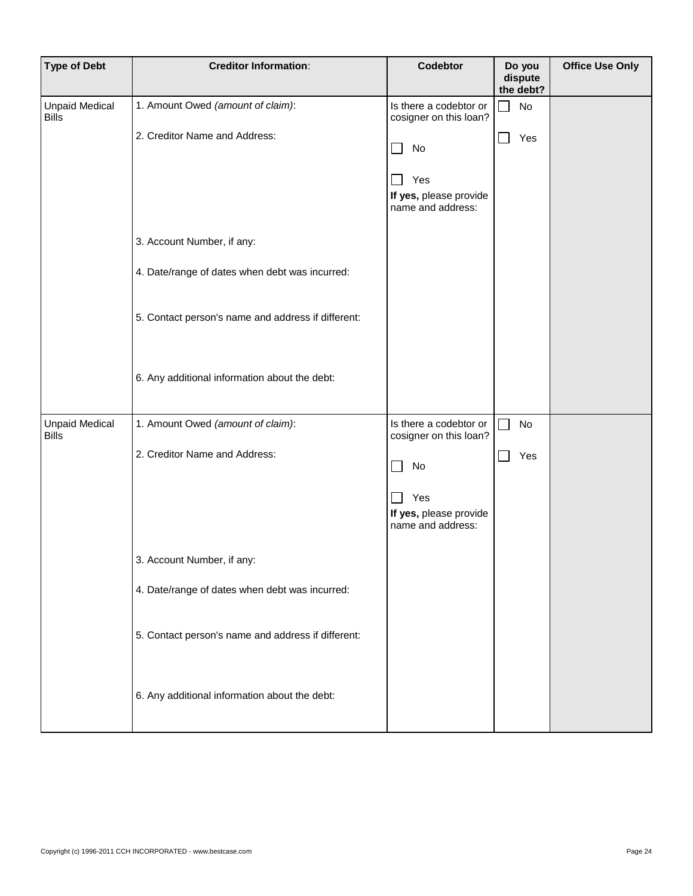| Type of Debt | Creditor Information: | Codebtor | Do you dispute the debt? | Office Use Only |
|---|---|---|---|---|
| Unpaid Medical Bills | 1. Amount Owed *(amount of claim)*:<br><br>2. Creditor Name and Address:<br><br><br><br><br>3. Account Number, if any:<br><br>4. Date/range of dates when debt was incurred:<br><br><br>5. Contact person's name and address if different:<br><br><br><br>6. Any additional information about the debt: | Is there a codebtor or cosigner on this loan?<br><br>☐ No<br><br>☐ Yes<br>**If yes,** please provide name and address: | ☐ No<br><br>☐ Yes | |
| Unpaid Medical Bills | 1. Amount Owed *(amount of claim)*:<br><br>2. Creditor Name and Address:<br><br><br><br><br>3. Account Number, if any:<br><br>4. Date/range of dates when debt was incurred:<br><br><br>5. Contact person's name and address if different:<br><br><br><br>6. Any additional information about the debt: | Is there a codebtor or cosigner on this loan?<br><br>☐ No<br><br>☐ Yes<br>**If yes,** please provide name and address: | ☐ No<br><br>☐ Yes | |

Copyright (c) 1996-2011 CCH INCORPORATED - www.bestcase.com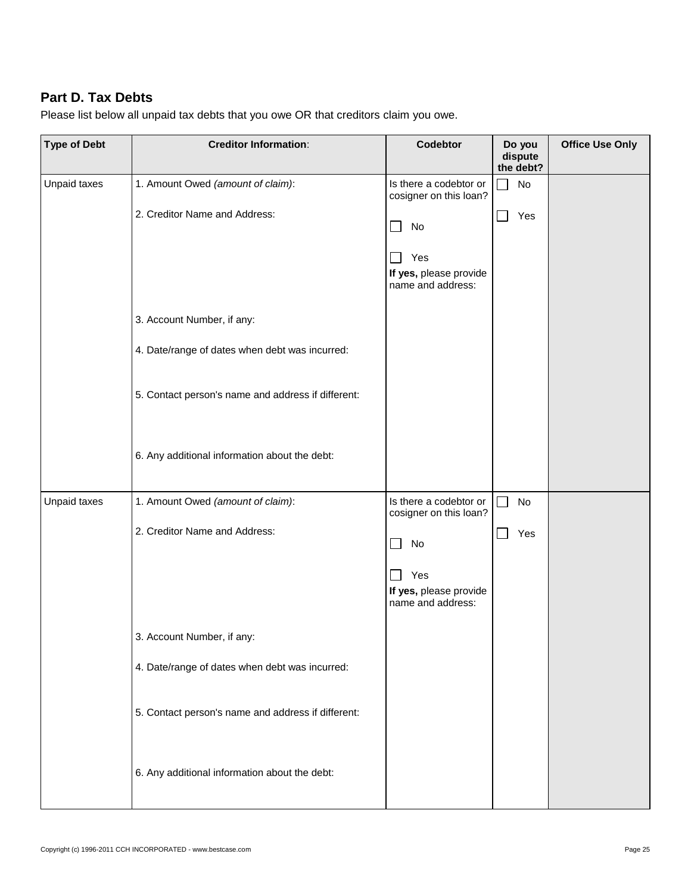## Part D. Tax Debts

Please list below all unpaid tax debts that you owe OR that creditors claim you owe.

| Type of Debt | Creditor Information: | Codebtor | Do you dispute the debt? | Office Use Only |
|---|---|---|---|---|
| Unpaid taxes | 1. Amount Owed *(amount of claim)*:<br><br>2. Creditor Name and Address:<br><br>3. Account Number, if any:<br><br>4. Date/range of dates when debt was incurred:<br><br>5. Contact person's name and address if different:<br><br>6. Any additional information about the debt: | Is there a codebtor or cosigner on this loan?<br><br>☐ No<br><br>☐ Yes<br>**If yes,** please provide name and address: | ☐ No<br><br>☐ Yes | |
| Unpaid taxes | 1. Amount Owed *(amount of claim)*:<br><br>2. Creditor Name and Address:<br><br>3. Account Number, if any:<br><br>4. Date/range of dates when debt was incurred:<br><br>5. Contact person's name and address if different:<br><br>6. Any additional information about the debt: | Is there a codebtor or cosigner on this loan?<br><br>☐ No<br><br>☐ Yes<br>**If yes,** please provide name and address: | ☐ No<br><br>☐ Yes | |

Copyright (c) 1996-2011 CCH INCORPORATED - www.bestcase.com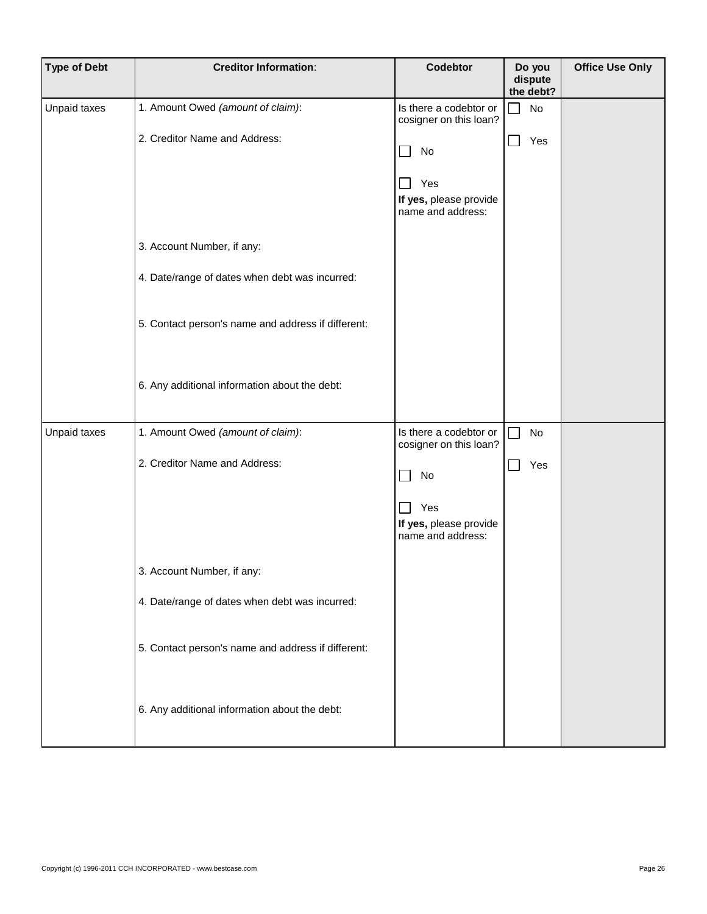| Type of Debt | Creditor Information: | Codebtor | Do you dispute the debt? | Office Use Only |
|---|---|---|---|---|
| Unpaid taxes | 1. Amount Owed *(amount of claim)*:<br><br>2. Creditor Name and Address:<br><br><br><br>3. Account Number, if any:<br><br>4. Date/range of dates when debt was incurred:<br><br>5. Contact person's name and address if different:<br><br>6. Any additional information about the debt: | Is there a codebtor or cosigner on this loan?<br><br>☐ No<br><br>☐ Yes<br>**If yes,** please provide name and address: | ☐ No<br><br>☐ Yes | |
| Unpaid taxes | 1. Amount Owed *(amount of claim)*:<br><br>2. Creditor Name and Address:<br><br><br><br>3. Account Number, if any:<br><br>4. Date/range of dates when debt was incurred:<br><br>5. Contact person's name and address if different:<br><br>6. Any additional information about the debt: | Is there a codebtor or cosigner on this loan?<br><br>☐ No<br><br>☐ Yes<br>**If yes,** please provide name and address: | ☐ No<br><br>☐ Yes | |

Copyright (c) 1996-2011 CCH INCORPORATED - www.bestcase.com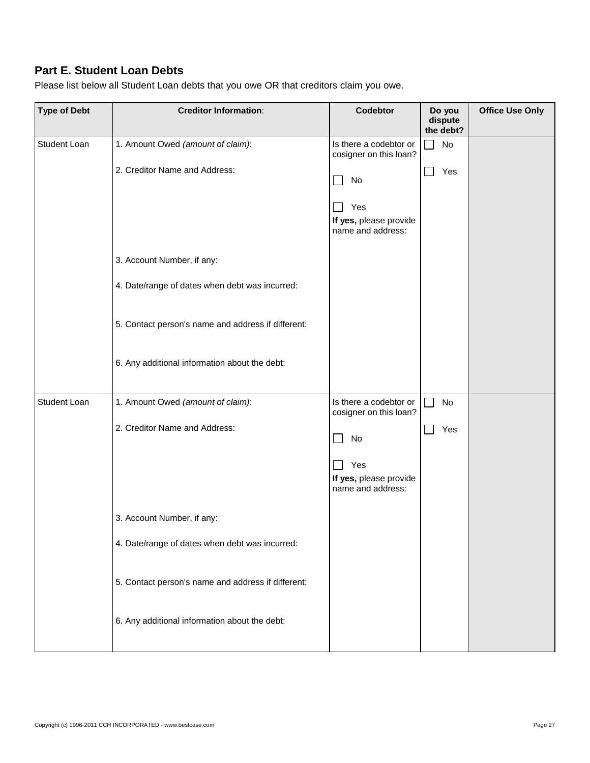## Part E. Student Loan Debts

Please list below all Student Loan debts that you owe OR that creditors claim you owe.

| Type of Debt | Creditor Information: | Codebtor | Do you dispute the debt? | Office Use Only |
|---|---|---|---|---|
| Student Loan | 1. Amount Owed *(amount of claim)*:<br><br>2. Creditor Name and Address:<br><br>3. Account Number, if any:<br><br>4. Date/range of dates when debt was incurred:<br><br>5. Contact person's name and address if different:<br><br>6. Any additional information about the debt: | Is there a codebtor or cosigner on this loan?<br><br>☐ No<br><br>☐ Yes<br>**If yes,** please provide name and address: | ☐ No<br><br>☐ Yes | |
| Student Loan | 1. Amount Owed *(amount of claim)*:<br><br>2. Creditor Name and Address:<br><br>3. Account Number, if any:<br><br>4. Date/range of dates when debt was incurred:<br><br>5. Contact person's name and address if different:<br><br>6. Any additional information about the debt: | Is there a codebtor or cosigner on this loan?<br><br>☐ No<br><br>☐ Yes<br>**If yes,** please provide name and address: | ☐ No<br><br>☐ Yes | |

Copyright (c) 1996-2011 CCH INCORPORATED - www.bestcase.com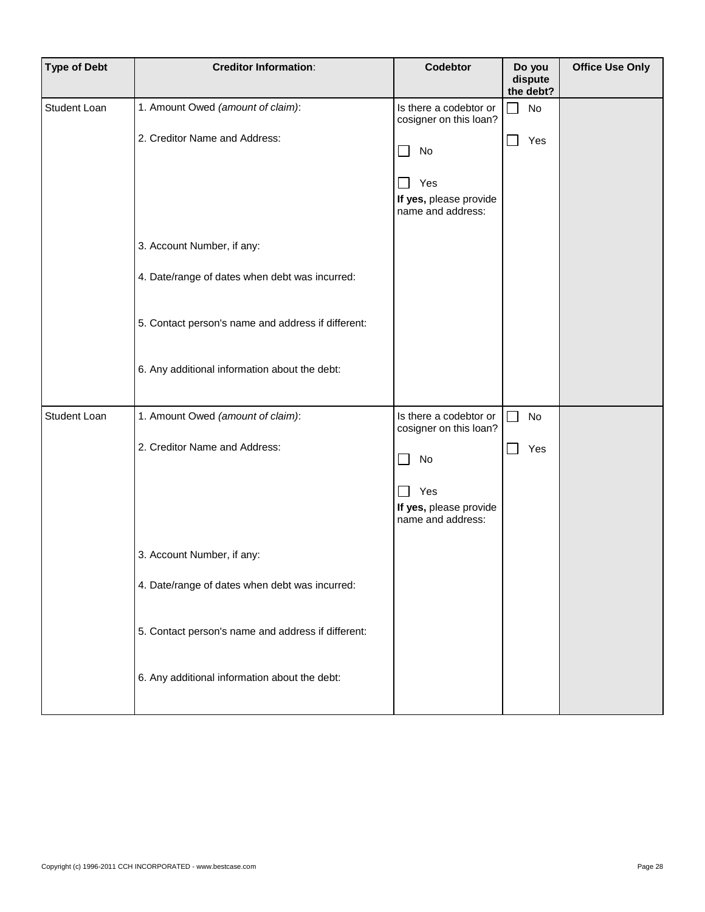| Type of Debt | Creditor Information: | Codebtor | Do you dispute the debt? | Office Use Only |
|---|---|---|---|---|
| Student Loan | 1. Amount Owed *(amount of claim)*:<br><br>2. Creditor Name and Address:<br><br>3. Account Number, if any:<br><br>4. Date/range of dates when debt was incurred:<br><br>5. Contact person's name and address if different:<br><br>6. Any additional information about the debt: | Is there a codebtor or cosigner on this loan?<br><br>☐ No<br><br>☐ Yes<br>**If yes,** please provide name and address: | ☐ No<br><br>☐ Yes | |
| Student Loan | 1. Amount Owed *(amount of claim)*:<br><br>2. Creditor Name and Address:<br><br>3. Account Number, if any:<br><br>4. Date/range of dates when debt was incurred:<br><br>5. Contact person's name and address if different:<br><br>6. Any additional information about the debt: | Is there a codebtor or cosigner on this loan?<br><br>☐ No<br><br>☐ Yes<br>**If yes,** please provide name and address: | ☐ No<br><br>☐ Yes | |

Copyright (c) 1996-2011 CCH INCORPORATED - www.bestcase.com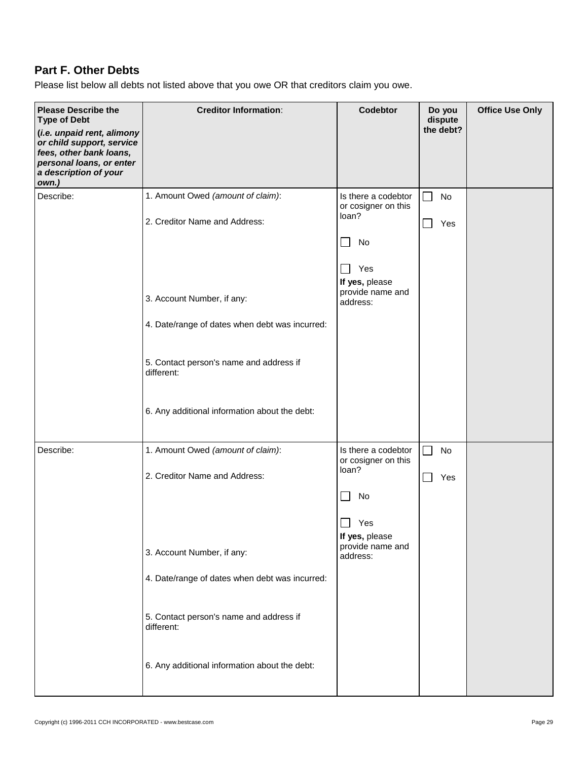## Part F. Other Debts

Please list below all debts not listed above that you owe OR that creditors claim you owe.

| **Please Describe the Type of Debt** (***i.e. unpaid rent, alimony or child support, service fees, other bank loans, personal loans, or enter a description of your own.)*** | **Creditor Information**: | **Codebtor** | **Do you dispute the debt?** | **Office Use Only** |
|---|---|---|---|---|
| Describe: | 1. Amount Owed *(amount of claim)*:<br><br>2. Creditor Name and Address:<br><br>3. Account Number, if any:<br><br>4. Date/range of dates when debt was incurred:<br><br>5. Contact person's name and address if different:<br><br>6. Any additional information about the debt: | Is there a codebtor or cosigner on this loan?<br><br>☐ No<br><br>☐ Yes<br>**If yes,** please provide name and address: | ☐ No<br><br>☐ Yes | |
| Describe: | 1. Amount Owed *(amount of claim)*:<br><br>2. Creditor Name and Address:<br><br>3. Account Number, if any:<br><br>4. Date/range of dates when debt was incurred:<br><br>5. Contact person's name and address if different:<br><br>6. Any additional information about the debt: | Is there a codebtor or cosigner on this loan?<br><br>☐ No<br><br>☐ Yes<br>**If yes,** please provide name and address: | ☐ No<br><br>☐ Yes | |

Copyright (c) 1996-2011 CCH INCORPORATED - www.bestcase.com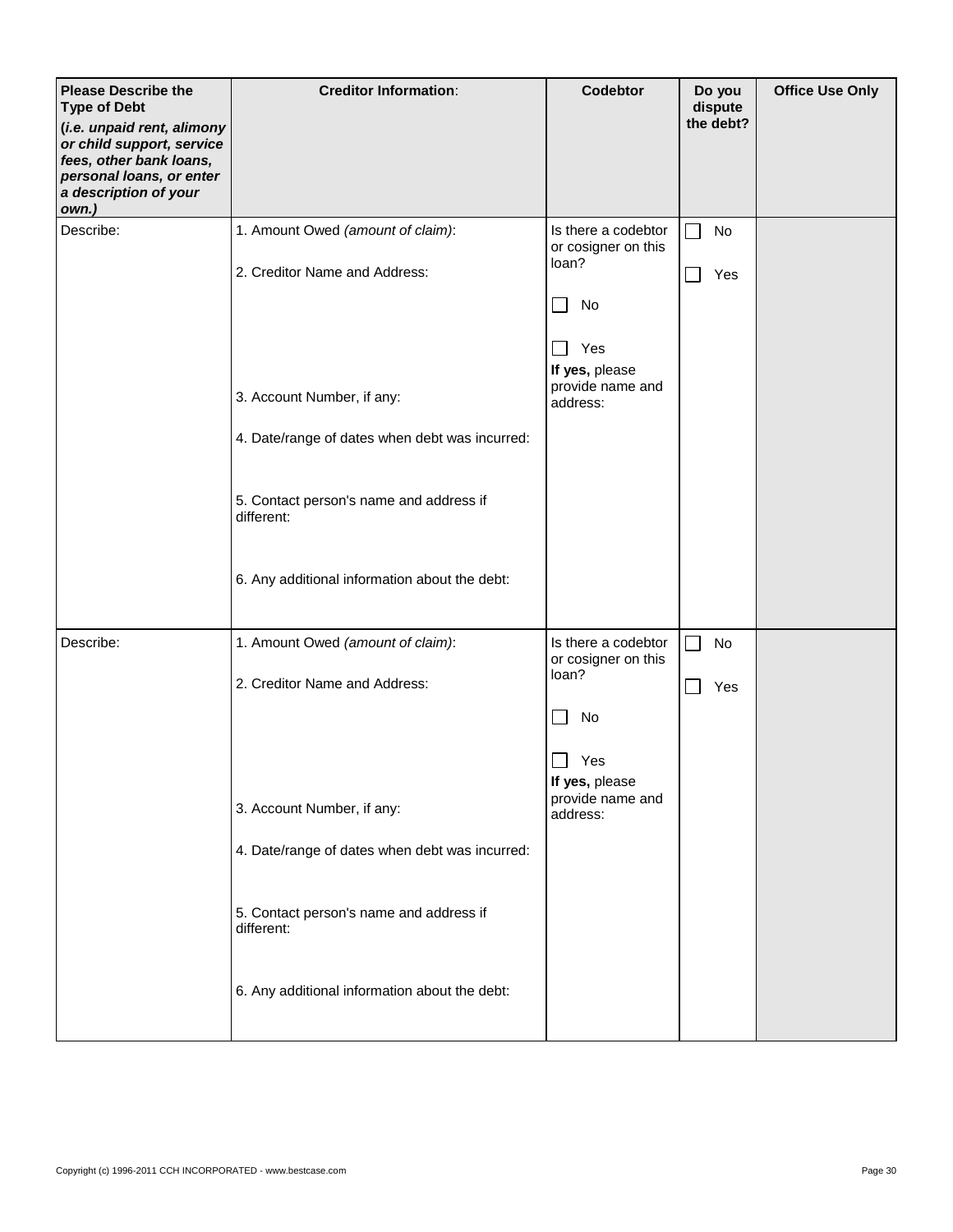| **Please Describe the Type of Debt** (***i.e. unpaid rent, alimony or child support, service fees, other bank loans, personal loans, or enter a description of your own.)*** | **Creditor Information**: | **Codebtor** | **Do you dispute the debt?** | **Office Use Only** |
|---|---|---|---|---|
| Describe: | 1. Amount Owed *(amount of claim)*:<br><br>2. Creditor Name and Address:<br><br>3. Account Number, if any:<br><br>4. Date/range of dates when debt was incurred:<br><br>5. Contact person's name and address if different:<br><br>6. Any additional information about the debt: | Is there a codebtor or cosigner on this loan?<br><br>☐ No<br><br>☐ Yes<br>**If yes,** please provide name and address: | ☐ No<br><br>☐ Yes | |
| Describe: | 1. Amount Owed *(amount of claim)*:<br><br>2. Creditor Name and Address:<br><br>3. Account Number, if any:<br><br>4. Date/range of dates when debt was incurred:<br><br>5. Contact person's name and address if different:<br><br>6. Any additional information about the debt: | Is there a codebtor or cosigner on this loan?<br><br>☐ No<br><br>☐ Yes<br>**If yes,** please provide name and address: | ☐ No<br><br>☐ Yes | |

Copyright (c) 1996-2011 CCH INCORPORATED - www.bestcase.com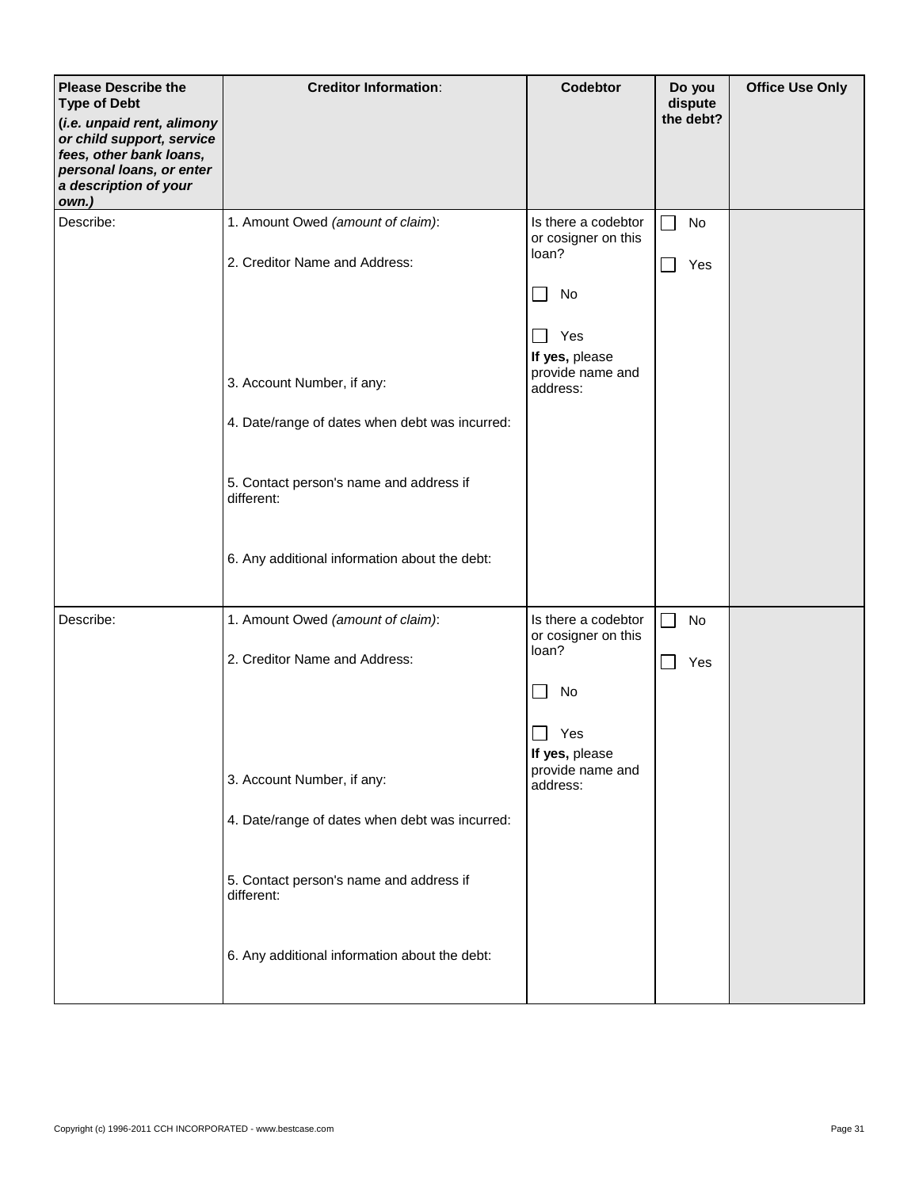| **Please Describe the Type of Debt** (***i.e. unpaid rent, alimony or child support, service fees, other bank loans, personal loans, or enter a description of your own.)*** | **Creditor Information**: | **Codebtor** | **Do you dispute the debt?** | **Office Use Only** |
|---|---|---|---|---|
| Describe: | 1. Amount Owed *(amount of claim)*:<br><br>2. Creditor Name and Address:<br><br>3. Account Number, if any:<br><br>4. Date/range of dates when debt was incurred:<br><br>5. Contact person's name and address if different:<br><br>6. Any additional information about the debt: | Is there a codebtor or cosigner on this loan?<br><br>☐ No<br><br>☐ Yes<br>**If yes,** please provide name and address: | ☐ No<br><br>☐ Yes | |
| Describe: | 1. Amount Owed *(amount of claim)*:<br><br>2. Creditor Name and Address:<br><br>3. Account Number, if any:<br><br>4. Date/range of dates when debt was incurred:<br><br>5. Contact person's name and address if different:<br><br>6. Any additional information about the debt: | Is there a codebtor or cosigner on this loan?<br><br>☐ No<br><br>☐ Yes<br>**If yes,** please provide name and address: | ☐ No<br><br>☐ Yes | |

Copyright (c) 1996-2011 CCH INCORPORATED - www.bestcase.com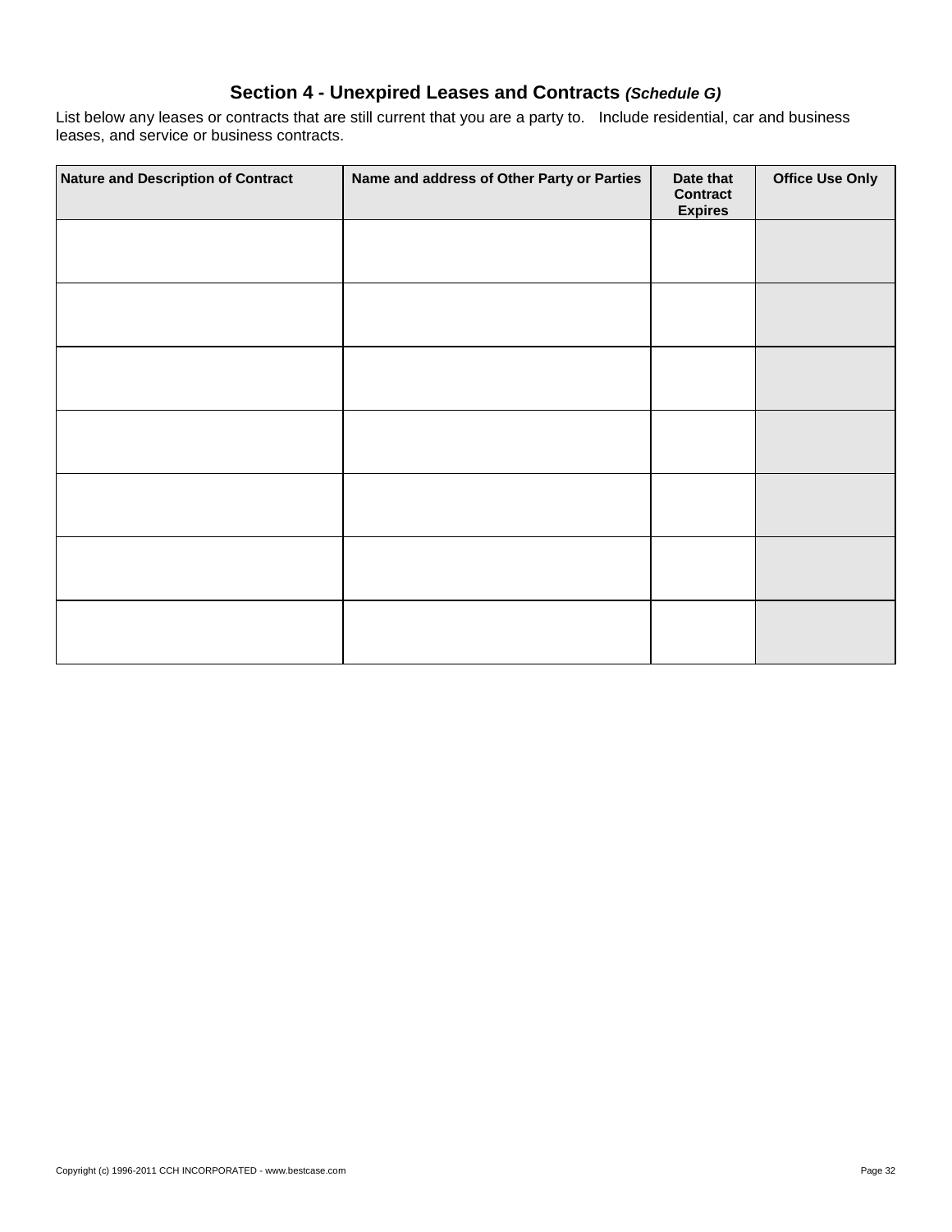## Section 4 - Unexpired Leases and Contracts *(Schedule G)*

List below any leases or contracts that are still current that you are a party to. Include residential, car and business leases, and service or business contracts.

| Nature and Description of Contract | Name and address of Other Party or Parties | Date that Contract Expires | Office Use Only |
|---|---|---|---|
| | | | |
| | | | |
| | | | |
| | | | |
| | | | |
| | | | |
| | | | |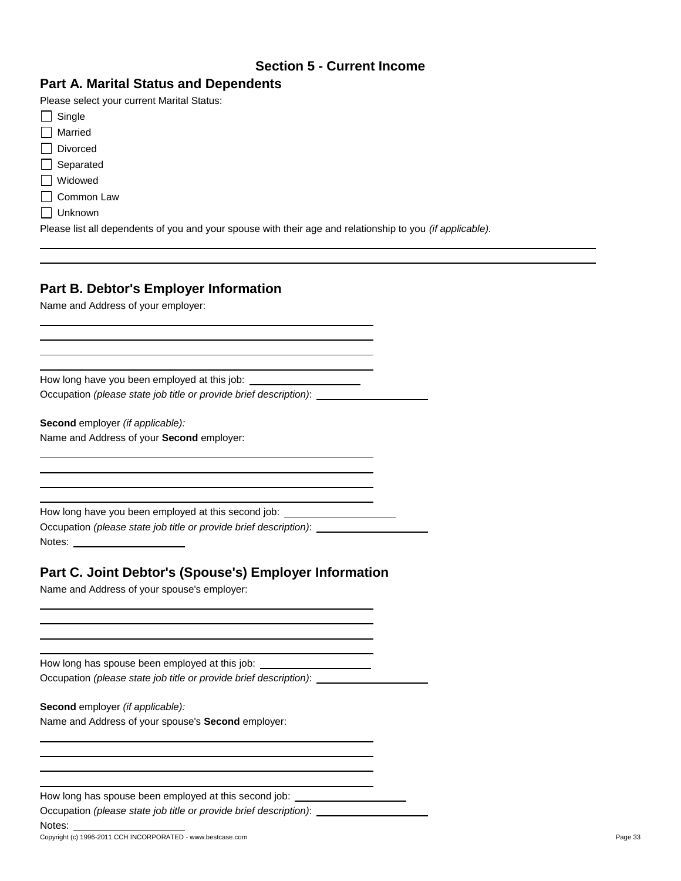## Section 5 - Current Income

### Part A. Marital Status and Dependents

Please select your current Marital Status:

- ☐ Single
- ☐ Married
- ☐ Divorced
- ☐ Separated
- ☐ Widowed
- ☐ Common Law
- ☐ Unknown

Please list all dependents of you and your spouse with their age and relationship to you *(if applicable)*.

\_\_\_\_\_\_\_\_\_\_\_\_\_\_\_\_\_\_\_\_\_\_\_\_\_\_\_\_\_\_\_\_\_\_\_\_\_\_\_\_\_\_\_\_\_\_\_\_\_\_\_\_\_\_\_\_\_\_\_\_\_\_\_\_\_\_\_\_\_\_\_\_\_\_\_\_\_\_

\_\_\_\_\_\_\_\_\_\_\_\_\_\_\_\_\_\_\_\_\_\_\_\_\_\_\_\_\_\_\_\_\_\_\_\_\_\_\_\_\_\_\_\_\_\_\_\_\_\_\_\_\_\_\_\_\_\_\_\_\_\_\_\_\_\_\_\_\_\_\_\_\_\_\_\_\_\_

### Part B. Debtor's Employer Information

Name and Address of your employer:

\_\_\_\_\_\_\_\_\_\_\_\_\_\_\_\_\_\_\_\_\_\_\_\_\_\_\_\_\_\_\_\_\_\_\_\_\_\_\_\_\_\_\_\_

\_\_\_\_\_\_\_\_\_\_\_\_\_\_\_\_\_\_\_\_\_\_\_\_\_\_\_\_\_\_\_\_\_\_\_\_\_\_\_\_\_\_\_\_

\_\_\_\_\_\_\_\_\_\_\_\_\_\_\_\_\_\_\_\_\_\_\_\_\_\_\_\_\_\_\_\_\_\_\_\_\_\_\_\_\_\_\_\_

\_\_\_\_\_\_\_\_\_\_\_\_\_\_\_\_\_\_\_\_\_\_\_\_\_\_\_\_\_\_\_\_\_\_\_\_\_\_\_\_\_\_\_\_

How long have you been employed at this job: \_\_\_\_\_\_\_\_\_\_\_\_\_\_\_\_

Occupation *(please state job title or provide brief description)*: \_\_\_\_\_\_\_\_\_\_\_\_\_\_\_\_

**Second** employer *(if applicable):*

Name and Address of your **Second** employer:

\_\_\_\_\_\_\_\_\_\_\_\_\_\_\_\_\_\_\_\_\_\_\_\_\_\_\_\_\_\_\_\_\_\_\_\_\_\_\_\_\_\_\_\_

\_\_\_\_\_\_\_\_\_\_\_\_\_\_\_\_\_\_\_\_\_\_\_\_\_\_\_\_\_\_\_\_\_\_\_\_\_\_\_\_\_\_\_\_

\_\_\_\_\_\_\_\_\_\_\_\_\_\_\_\_\_\_\_\_\_\_\_\_\_\_\_\_\_\_\_\_\_\_\_\_\_\_\_\_\_\_\_\_

\_\_\_\_\_\_\_\_\_\_\_\_\_\_\_\_\_\_\_\_\_\_\_\_\_\_\_\_\_\_\_\_\_\_\_\_\_\_\_\_\_\_\_\_

How long have you been employed at this second job: \_\_\_\_\_\_\_\_\_\_\_\_\_\_\_\_

Occupation *(please state job title or provide brief description)*: \_\_\_\_\_\_\_\_\_\_\_\_\_\_\_\_

Notes: \_\_\_\_\_\_\_\_\_\_\_\_\_\_\_\_

### Part C. Joint Debtor's (Spouse's) Employer Information

Name and Address of your spouse's employer:

\_\_\_\_\_\_\_\_\_\_\_\_\_\_\_\_\_\_\_\_\_\_\_\_\_\_\_\_\_\_\_\_\_\_\_\_\_\_\_\_\_\_\_\_

\_\_\_\_\_\_\_\_\_\_\_\_\_\_\_\_\_\_\_\_\_\_\_\_\_\_\_\_\_\_\_\_\_\_\_\_\_\_\_\_\_\_\_\_

\_\_\_\_\_\_\_\_\_\_\_\_\_\_\_\_\_\_\_\_\_\_\_\_\_\_\_\_\_\_\_\_\_\_\_\_\_\_\_\_\_\_\_\_

\_\_\_\_\_\_\_\_\_\_\_\_\_\_\_\_\_\_\_\_\_\_\_\_\_\_\_\_\_\_\_\_\_\_\_\_\_\_\_\_\_\_\_\_

How long has spouse been employed at this job: \_\_\_\_\_\_\_\_\_\_\_\_\_\_\_\_

Occupation *(please state job title or provide brief description)*: \_\_\_\_\_\_\_\_\_\_\_\_\_\_\_\_

**Second** employer *(if applicable):*

Name and Address of your spouse's **Second** employer:

\_\_\_\_\_\_\_\_\_\_\_\_\_\_\_\_\_\_\_\_\_\_\_\_\_\_\_\_\_\_\_\_\_\_\_\_\_\_\_\_\_\_\_\_

\_\_\_\_\_\_\_\_\_\_\_\_\_\_\_\_\_\_\_\_\_\_\_\_\_\_\_\_\_\_\_\_\_\_\_\_\_\_\_\_\_\_\_\_

\_\_\_\_\_\_\_\_\_\_\_\_\_\_\_\_\_\_\_\_\_\_\_\_\_\_\_\_\_\_\_\_\_\_\_\_\_\_\_\_\_\_\_\_

\_\_\_\_\_\_\_\_\_\_\_\_\_\_\_\_\_\_\_\_\_\_\_\_\_\_\_\_\_\_\_\_\_\_\_\_\_\_\_\_\_\_\_\_

How long has spouse been employed at this second job: \_\_\_\_\_\_\_\_\_\_\_\_\_\_\_\_

Occupation *(please state job title or provide brief description)*: \_\_\_\_\_\_\_\_\_\_\_\_\_\_\_\_

Notes: \_\_\_\_\_\_\_\_\_\_\_\_\_\_\_\_

Copyright (c) 1996-2011 CCH INCORPORATED - www.bestcase.com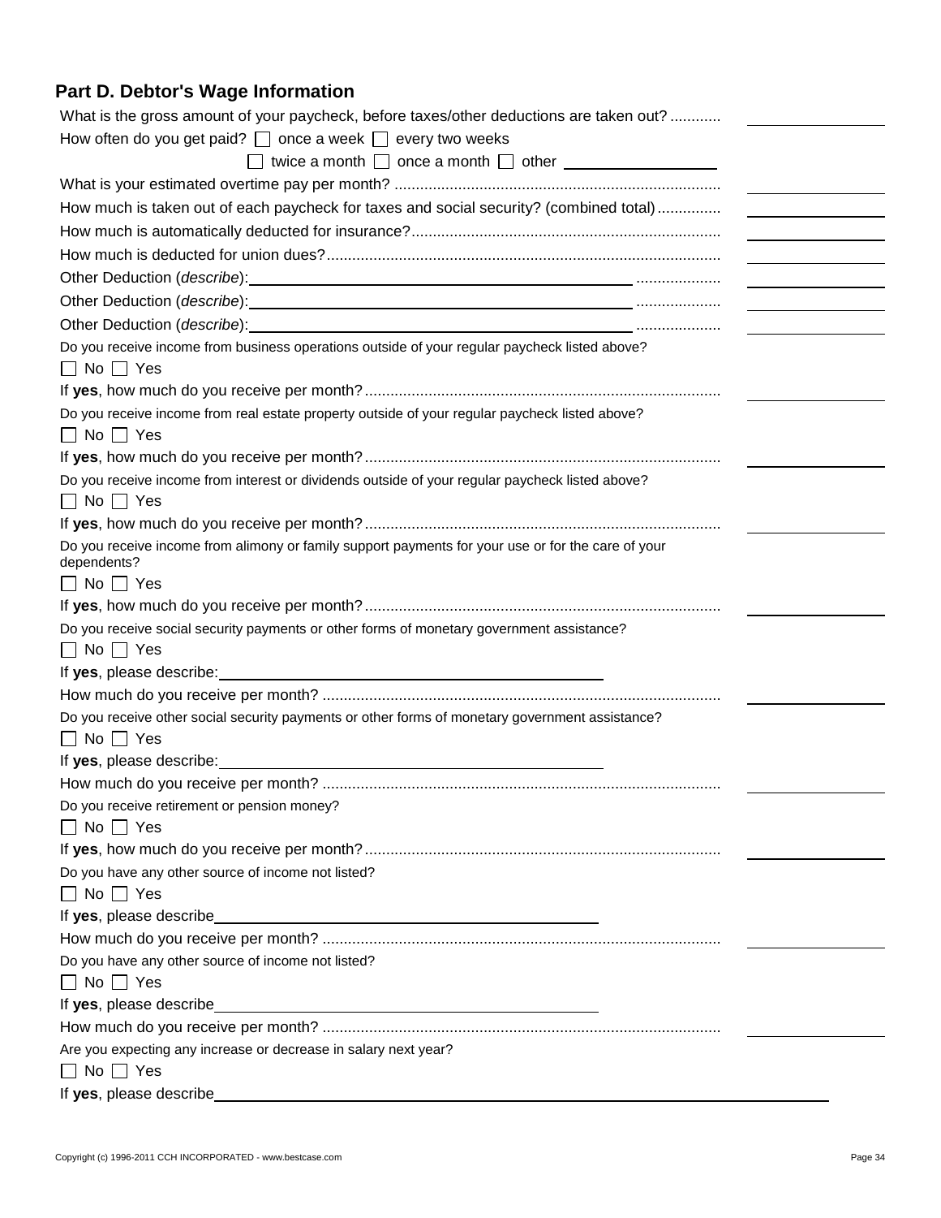## Part D. Debtor's Wage Information

What is the gross amount of your paycheck, before taxes/other deductions are taken out? ............ ________

How often do you get paid? ☐ once a week ☐ every two weeks
☐ twice a month ☐ once a month ☐ other ________

What is your estimated overtime pay per month? ............ ________

How much is taken out of each paycheck for taxes and social security? (combined total) ............ ________

How much is automatically deducted for insurance? ............ ________

How much is deducted for union dues? ............ ________

Other Deduction (*describe*): ________ ............ ________

Other Deduction (*describe*): ________ ............ ________

Other Deduction (*describe*): ________ ............ ________

Do you receive income from business operations outside of your regular paycheck listed above?
☐ No ☐ Yes

If **yes**, how much do you receive per month? ............ ________

Do you receive income from real estate property outside of your regular paycheck listed above?
☐ No ☐ Yes

If **yes**, how much do you receive per month? ............ ________

Do you receive income from interest or dividends outside of your regular paycheck listed above?
☐ No ☐ Yes

If **yes**, how much do you receive per month? ............ ________

Do you receive income from alimony or family support payments for your use or for the care of your dependents?
☐ No ☐ Yes

If **yes**, how much do you receive per month? ............ ________

Do you receive social security payments or other forms of monetary government assistance?
☐ No ☐ Yes

If **yes**, please describe: ________

How much do you receive per month? ............ ________

Do you receive other social security payments or other forms of monetary government assistance?
☐ No ☐ Yes

If **yes**, please describe: ________

How much do you receive per month? ............ ________

Do you receive retirement or pension money?
☐ No ☐ Yes

If **yes**, how much do you receive per month? ............ ________

Do you have any other source of income not listed?
☐ No ☐ Yes

If **yes**, please describe ________

How much do you receive per month? ............ ________

Do you have any other source of income not listed?
☐ No ☐ Yes

If **yes**, please describe ________

How much do you receive per month? ............ ________

Are you expecting any increase or decrease in salary next year?
☐ No ☐ Yes

If **yes**, please describe ________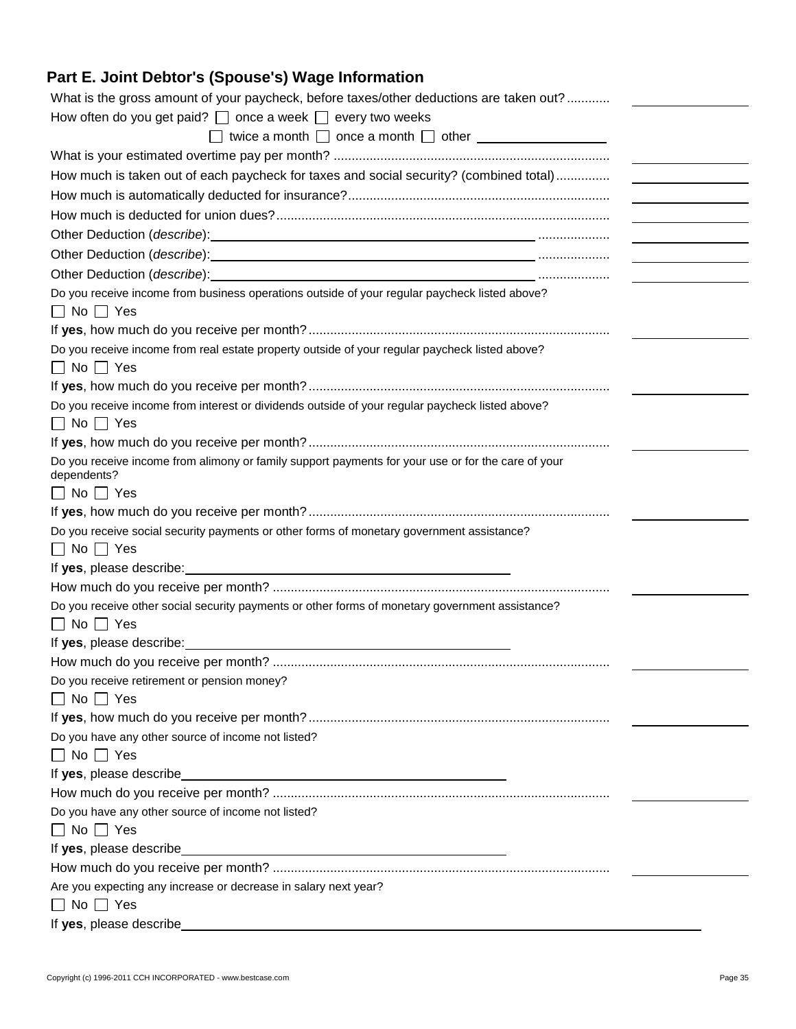## Part E. Joint Debtor's (Spouse's) Wage Information

What is the gross amount of your paycheck, before taxes/other deductions are taken out? ............ ________

How often do you get paid? ☐ once a week ☐ every two weeks
☐ twice a month ☐ once a month ☐ other ________

What is your estimated overtime pay per month? ............ ________

How much is taken out of each paycheck for taxes and social security? (combined total) ............ ________

How much is automatically deducted for insurance? ............ ________

How much is deducted for union dues? ............ ________

Other Deduction (*describe*): ________ ............ ________

Other Deduction (*describe*): ________ ............ ________

Other Deduction (*describe*): ________ ............ ________

Do you receive income from business operations outside of your regular paycheck listed above?
☐ No ☐ Yes

If **yes**, how much do you receive per month? ............ ________

Do you receive income from real estate property outside of your regular paycheck listed above?
☐ No ☐ Yes

If **yes**, how much do you receive per month? ............ ________

Do you receive income from interest or dividends outside of your regular paycheck listed above?
☐ No ☐ Yes

If **yes**, how much do you receive per month? ............ ________

Do you receive income from alimony or family support payments for your use or for the care of your dependents?
☐ No ☐ Yes

If **yes**, how much do you receive per month? ............ ________

Do you receive social security payments or other forms of monetary government assistance?
☐ No ☐ Yes

If **yes**, please describe: ________

How much do you receive per month? ............ ________

Do you receive other social security payments or other forms of monetary government assistance?
☐ No ☐ Yes

If **yes**, please describe: ________

How much do you receive per month? ............ ________

Do you receive retirement or pension money?
☐ No ☐ Yes

If **yes**, how much do you receive per month? ............ ________

Do you have any other source of income not listed?
☐ No ☐ Yes

If **yes**, please describe ________

How much do you receive per month? ............ ________

Do you have any other source of income not listed?
☐ No ☐ Yes

If **yes**, please describe ________

How much do you receive per month? ............ ________

Are you expecting any increase or decrease in salary next year?
☐ No ☐ Yes

If **yes**, please describe ________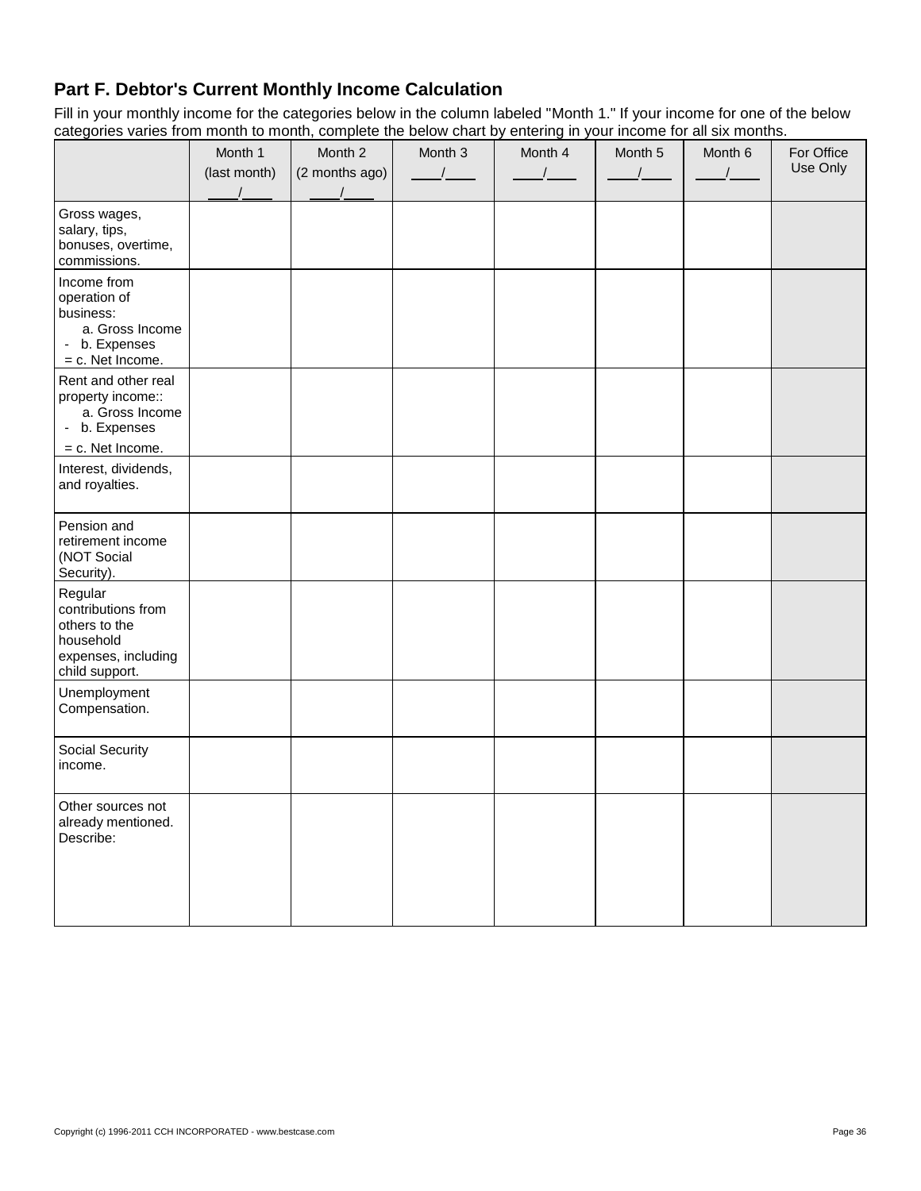## Part F. Debtor's Current Monthly Income Calculation

Fill in your monthly income for the categories below in the column labeled "Month 1." If your income for one of the below categories varies from month to month, complete the below chart by entering in your income for all six months.

| | Month 1 (last month) ____/____ | Month 2 (2 months ago) ____/____ | Month 3 ____/____ | Month 4 ____/____ | Month 5 ____/____ | Month 6 ____/____ | For Office Use Only |
|---|---|---|---|---|---|---|---|
| Gross wages, salary, tips, bonuses, overtime, commissions. | | | | | | | |
| Income from operation of business: a. Gross Income - b. Expenses = c. Net Income. | | | | | | | |
| Rent and other real property income:: a. Gross Income - b. Expenses = c. Net Income. | | | | | | | |
| Interest, dividends, and royalties. | | | | | | | |
| Pension and retirement income (NOT Social Security). | | | | | | | |
| Regular contributions from others to the household expenses, including child support. | | | | | | | |
| Unemployment Compensation. | | | | | | | |
| Social Security income. | | | | | | | |
| Other sources not already mentioned. Describe: | | | | | | | |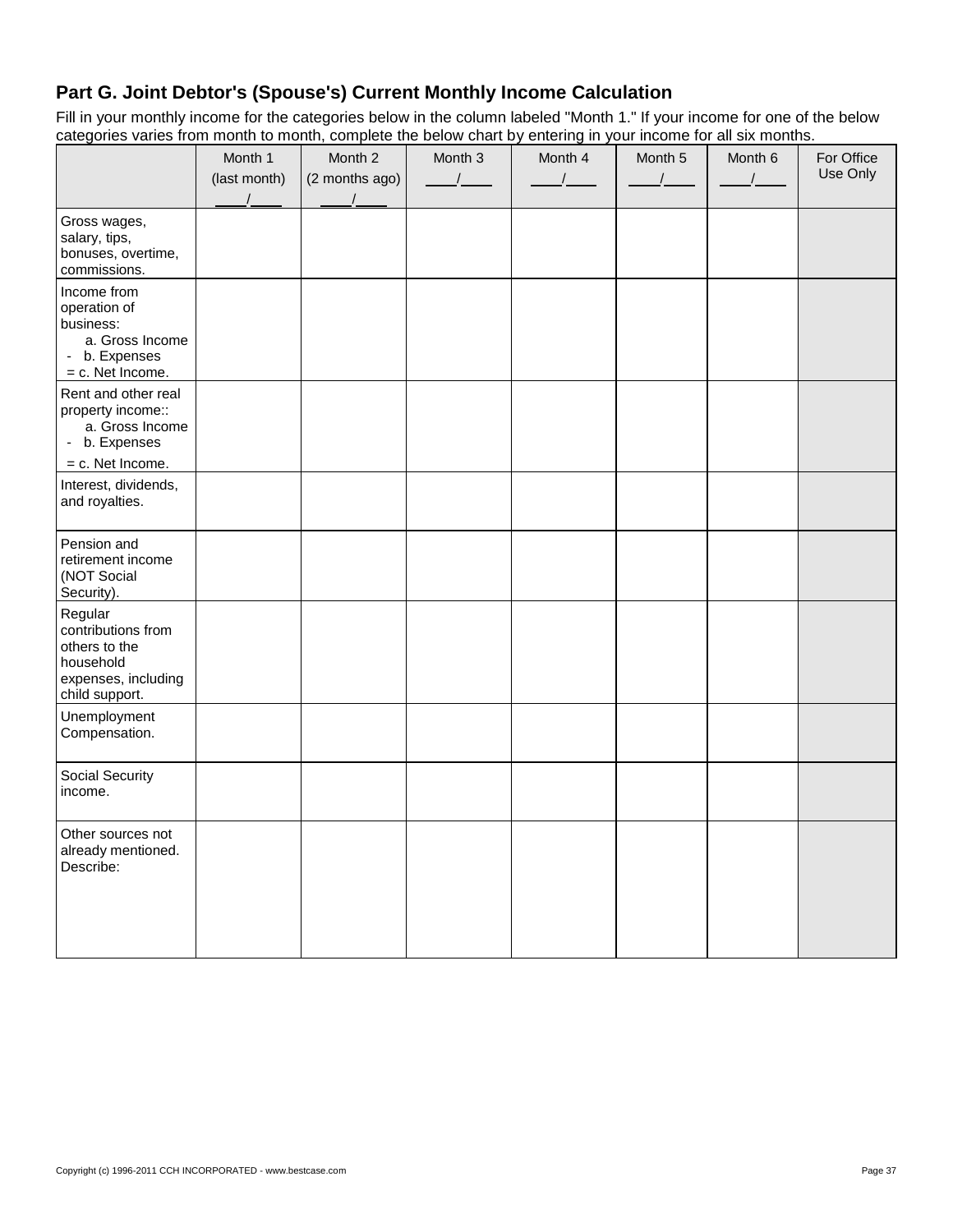## Part G. Joint Debtor's (Spouse's) Current Monthly Income Calculation

Fill in your monthly income for the categories below in the column labeled "Month 1." If your income for one of the below categories varies from month to month, complete the below chart by entering in your income for all six months.

| | Month 1 (last month) ____/____ | Month 2 (2 months ago) ____/____ | Month 3 ____/____ | Month 4 ____/____ | Month 5 ____/____ | Month 6 ____/____ | For Office Use Only |
|---|---|---|---|---|---|---|---|
| Gross wages, salary, tips, bonuses, overtime, commissions. | | | | | | | |
| Income from operation of business:<br>a. Gross Income<br>- b. Expenses<br>= c. Net Income. | | | | | | | |
| Rent and other real property income::<br>a. Gross Income<br>- b. Expenses<br>= c. Net Income. | | | | | | | |
| Interest, dividends, and royalties. | | | | | | | |
| Pension and retirement income (NOT Social Security). | | | | | | | |
| Regular contributions from others to the household expenses, including child support. | | | | | | | |
| Unemployment Compensation. | | | | | | | |
| Social Security income. | | | | | | | |
| Other sources not already mentioned. Describe: | | | | | | | |

Copyright (c) 1996-2011 CCH INCORPORATED - www.bestcase.com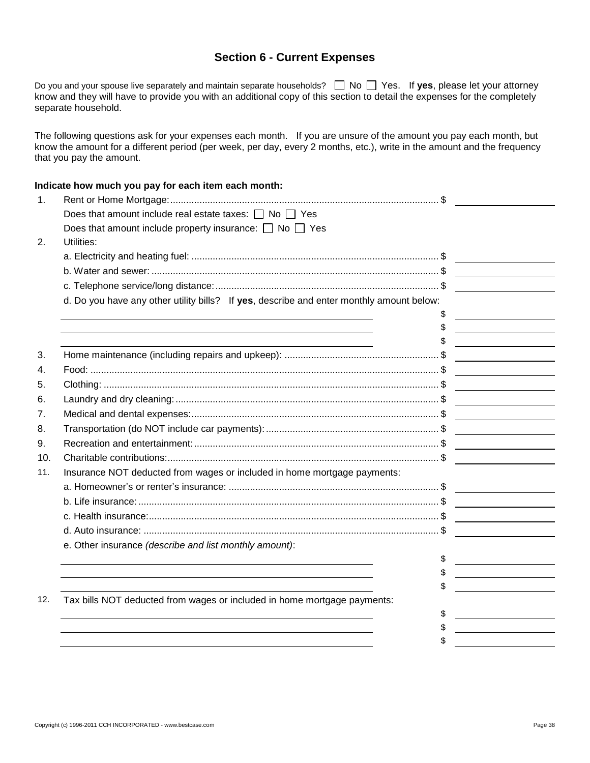## Section 6 - Current Expenses

Do you and your spouse live separately and maintain separate households? ☐ No ☐ Yes. If **yes**, please let your attorney know and they will have to provide you with an additional copy of this section to detail the expenses for the completely separate household.

The following questions ask for your expenses each month. If you are unsure of the amount you pay each month, but know the amount for a different period (per week, per day, every 2 months, etc.), write in the amount and the frequency that you pay the amount.

**Indicate how much you pay for each item each month:**

1. Rent or Home Mortgage: .................................................. $ ____________
   Does that amount include real estate taxes: ☐ No ☐ Yes
   Does that amount include property insurance: ☐ No ☐ Yes
2. Utilities:
   a. Electricity and heating fuel: .................................................. $ ____________
   b. Water and sewer: .................................................. $ ____________
   c. Telephone service/long distance: .................................................. $ ____________
   d. Do you have any other utility bills? If **yes**, describe and enter monthly amount below:
   ____________________ $ ____________
   ____________________ $ ____________
   ____________________ $ ____________
3. Home maintenance (including repairs and upkeep): .................................................. $ ____________
4. Food: .................................................. $ ____________
5. Clothing: .................................................. $ ____________
6. Laundry and dry cleaning: .................................................. $ ____________
7. Medical and dental expenses: .................................................. $ ____________
8. Transportation (do NOT include car payments): .................................................. $ ____________
9. Recreation and entertainment: .................................................. $ ____________
10. Charitable contributions: .................................................. $ ____________
11. Insurance NOT deducted from wages or included in home mortgage payments:
    a. Homeowner's or renter's insurance: .................................................. $ ____________
    b. Life insurance: .................................................. $ ____________
    c. Health insurance: .................................................. $ ____________
    d. Auto insurance: .................................................. $ ____________
    e. Other insurance *(describe and list monthly amount)*:
    ____________________ $ ____________
    ____________________ $ ____________
    ____________________ $ ____________
12. Tax bills NOT deducted from wages or included in home mortgage payments:
    ____________________ $ ____________
    ____________________ $ ____________
    ____________________ $ ____________

Copyright (c) 1996-2011 CCH INCORPORATED - www.bestcase.com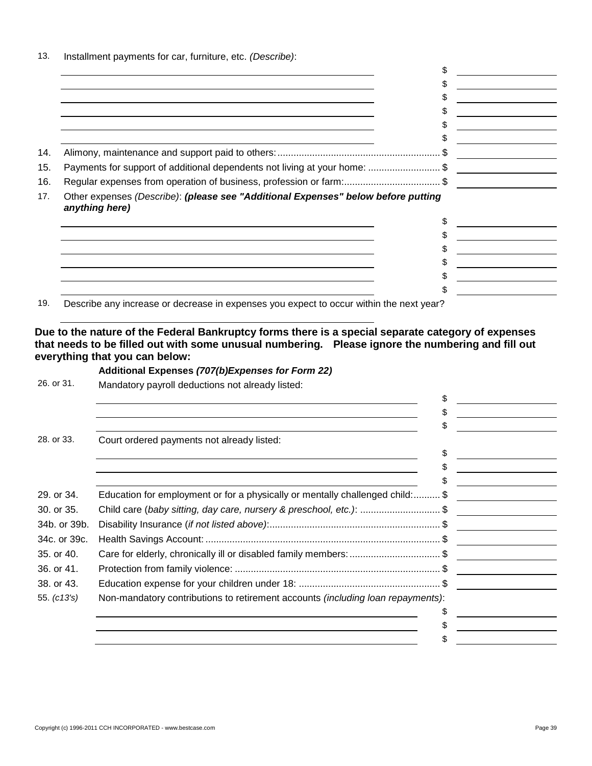13. Installment payments for car, furniture, etc. *(Describe)*:

| | |
|---|---|
| ______________________________ | $ ________ |
| ______________________________ | $ ________ |
| ______________________________ | $ ________ |
| ______________________________ | $ ________ |
| ______________________________ | $ ________ |
| ______________________________ | $ ________ |

14. Alimony, maintenance and support paid to others:............................................................ $ ________

15. Payments for support of additional dependents not living at your home: ........................... $ ________

16. Regular expenses from operation of business, profession or farm:.................................... $ ________

17. Other expenses *(Describe)*: ***(please see "Additional Expenses" below before putting anything here)***

| | |
|---|---|
| ______________________________ | $ ________ |
| ______________________________ | $ ________ |
| ______________________________ | $ ________ |
| ______________________________ | $ ________ |
| ______________________________ | $ ________ |
| ______________________________ | $ ________ |

19. Describe any increase or decrease in expenses you expect to occur within the next year?

______________________________

**Due to the nature of the Federal Bankruptcy forms there is a special separate category of expenses that needs to be filled out with some unusual numbering. Please ignore the numbering and fill out everything that you can below:**

**Additional Expenses *(707(b)Expenses for Form 22)***

26. or 31. Mandatory payroll deductions not already listed:

| | |
|---|---|
| ______________________________ | $ ________ |
| ______________________________ | $ ________ |
| ______________________________ | $ ________ |

28. or 33. Court ordered payments not already listed:

| | |
|---|---|
| ______________________________ | $ ________ |
| ______________________________ | $ ________ |
| ______________________________ | $ ________ |

29. or 34. Education for employment or for a physically or mentally challenged child:.......... $ ________

30. or 35. Child care (*baby sitting, day care, nursery & preschool, etc.)*: ............................. $ ________

34b. or 39b. Disability Insurance (*if not listed above)*:................................................................ $ ________

34c. or 39c. Health Savings Account: ........................................................................................ $ ________

35. or 40. Care for elderly, chronically ill or disabled family members:.................................. $ ________

36. or 41. Protection from family violence: ............................................................................. $ ________

38. or 43. Education expense for your children under 18: ..................................................... $ ________

55. *(c13's)* Non-mandatory contributions to retirement accounts *(including loan repayments)*:

| | |
|---|---|
| ______________________________ | $ ________ |
| ______________________________ | $ ________ |
| ______________________________ | $ ________ |

Copyright (c) 1996-2011 CCH INCORPORATED - www.bestcase.com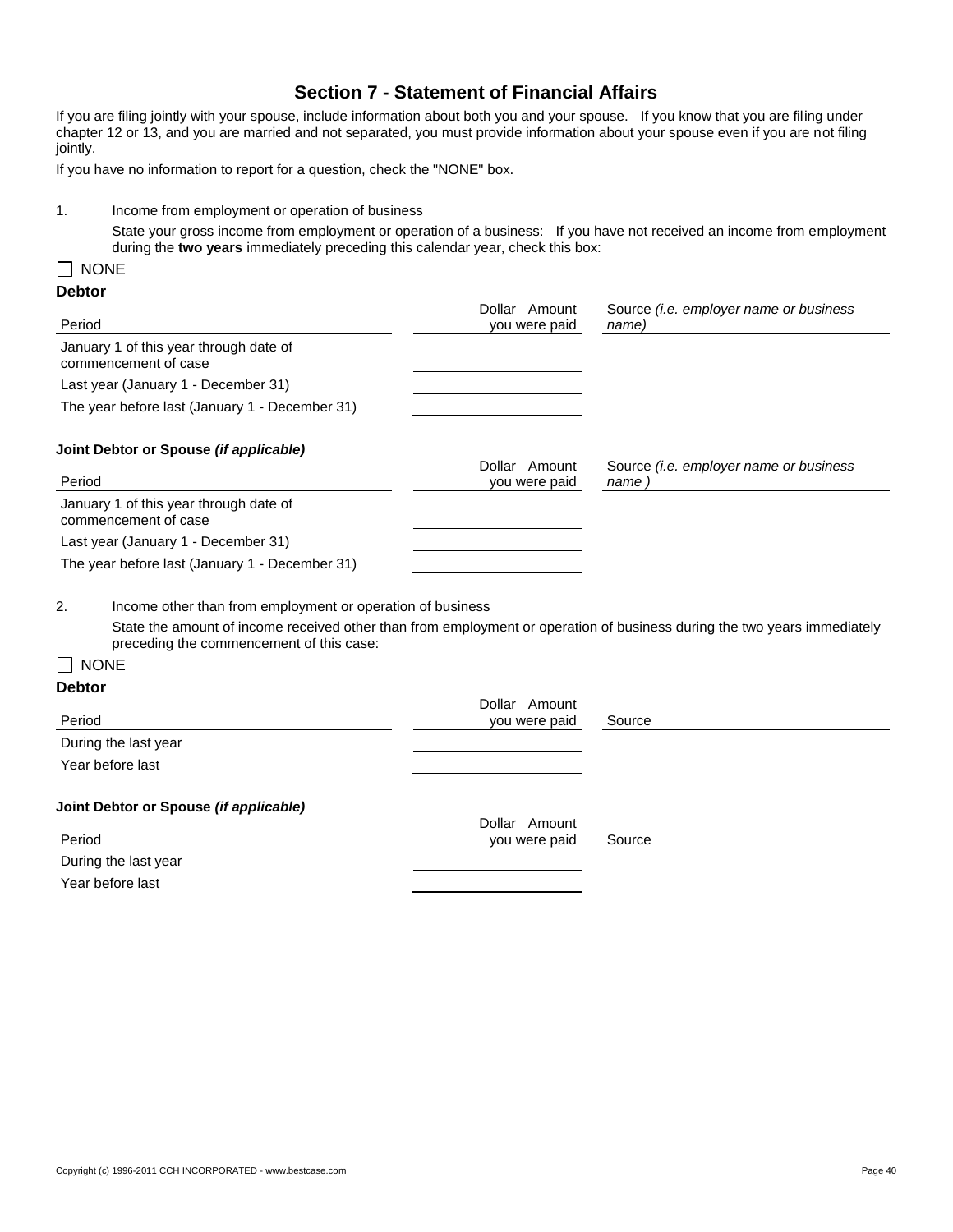## Section 7 - Statement of Financial Affairs

If you are filing jointly with your spouse, include information about both you and your spouse. If you know that you are filing under chapter 12 or 13, and you are married and not separated, you must provide information about your spouse even if you are not filing jointly.

If you have no information to report for a question, check the "NONE" box.

1. Income from employment or operation of business

   State your gross income from employment or operation of a business: If you have not received an income from employment during the **two years** immediately preceding this calendar year, check this box:

☐ NONE

**Debtor**

| Period | Dollar Amount you were paid | Source *(i.e. employer name or business name)* |
|---|---|---|
| January 1 of this year through date of commencement of case | | |
| Last year (January 1 - December 31) | | |
| The year before last (January 1 - December 31) | | |

**Joint Debtor or Spouse *(if applicable)***

| Period | Dollar Amount you were paid | Source *(i.e. employer name or business name )* |
|---|---|---|
| January 1 of this year through date of commencement of case | | |
| Last year (January 1 - December 31) | | |
| The year before last (January 1 - December 31) | | |

2. Income other than from employment or operation of business

   State the amount of income received other than from employment or operation of business during the two years immediately preceding the commencement of this case:

☐ NONE

**Debtor**

| Period | Dollar Amount you were paid | Source |
|---|---|---|
| During the last year | | |
| Year before last | | |

**Joint Debtor or Spouse *(if applicable)***

| Period | Dollar Amount you were paid | Source |
|---|---|---|
| During the last year | | |
| Year before last | | |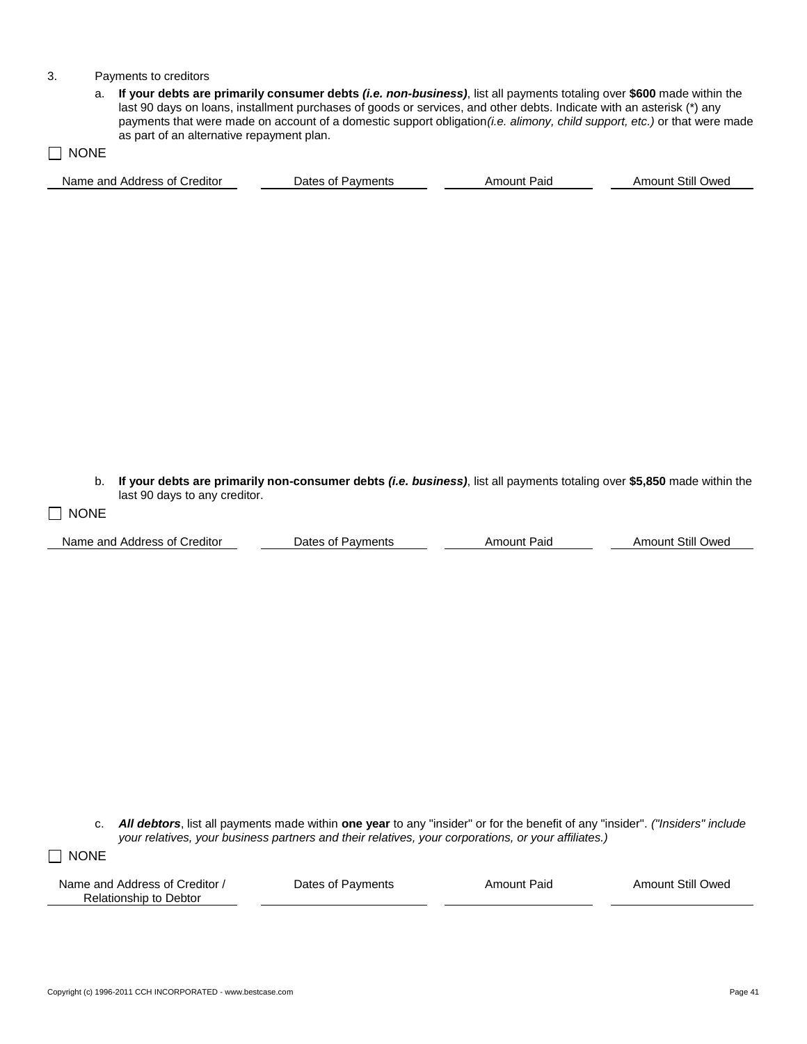3. Payments to creditors

a. **If your debts are primarily consumer debts *(i.e. non-business)***, list all payments totaling over **$600** made within the last 90 days on loans, installment purchases of goods or services, and other debts. Indicate with an asterisk (*) any payments that were made on account of a domestic support obligation *(i.e. alimony, child support, etc.)* or that were made as part of an alternative repayment plan.

☐ NONE

| Name and Address of Creditor | Dates of Payments | Amount Paid | Amount Still Owed |
| --- | --- | --- | --- |

b. **If your debts are primarily non-consumer debts *(i.e. business)***, list all payments totaling over **$5,850** made within the last 90 days to any creditor.

☐ NONE

| Name and Address of Creditor | Dates of Payments | Amount Paid | Amount Still Owed |
| --- | --- | --- | --- |

c. ***All debtors***, list all payments made within **one year** to any "insider" or for the benefit of any "insider". *("Insiders" include your relatives, your business partners and their relatives, your corporations, or your affiliates.)*

☐ NONE

| Name and Address of Creditor / Relationship to Debtor | Dates of Payments | Amount Paid | Amount Still Owed |
| --- | --- | --- | --- |

Copyright (c) 1996-2011 CCH INCORPORATED - www.bestcase.com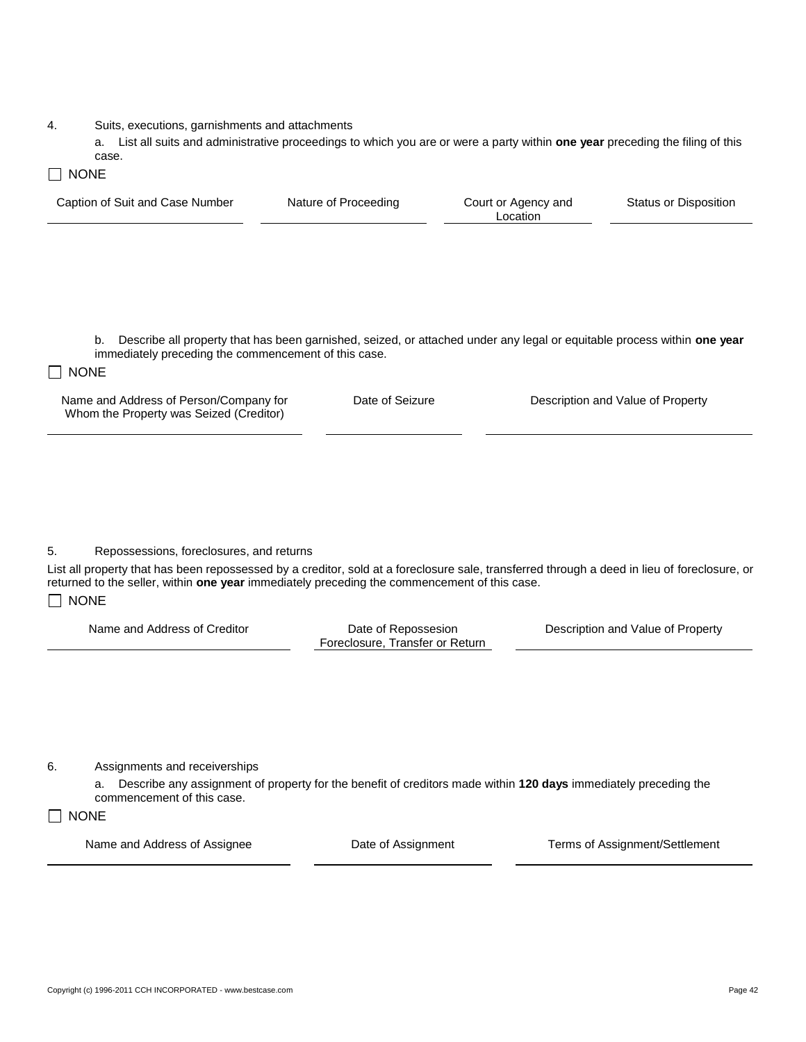4. Suits, executions, garnishments and attachments

a. List all suits and administrative proceedings to which you are or were a party within **one year** preceding the filing of this case.

☐ NONE

| Caption of Suit and Case Number | Nature of Proceeding | Court or Agency and Location | Status or Disposition |
| --- | --- | --- | --- |

b. Describe all property that has been garnished, seized, or attached under any legal or equitable process within **one year** immediately preceding the commencement of this case.

☐ NONE

| Name and Address of Person/Company for Whom the Property was Seized (Creditor) | Date of Seizure | Description and Value of Property |
| --- | --- | --- |

5. Repossessions, foreclosures, and returns

List all property that has been repossessed by a creditor, sold at a foreclosure sale, transferred through a deed in lieu of foreclosure, or returned to the seller, within **one year** immediately preceding the commencement of this case.

☐ NONE

| Name and Address of Creditor | Date of Repossesion Foreclosure, Transfer or Return | Description and Value of Property |
| --- | --- | --- |

6. Assignments and receiverships

a. Describe any assignment of property for the benefit of creditors made within **120 days** immediately preceding the commencement of this case.

☐ NONE

| Name and Address of Assignee | Date of Assignment | Terms of Assignment/Settlement |
| --- | --- | --- |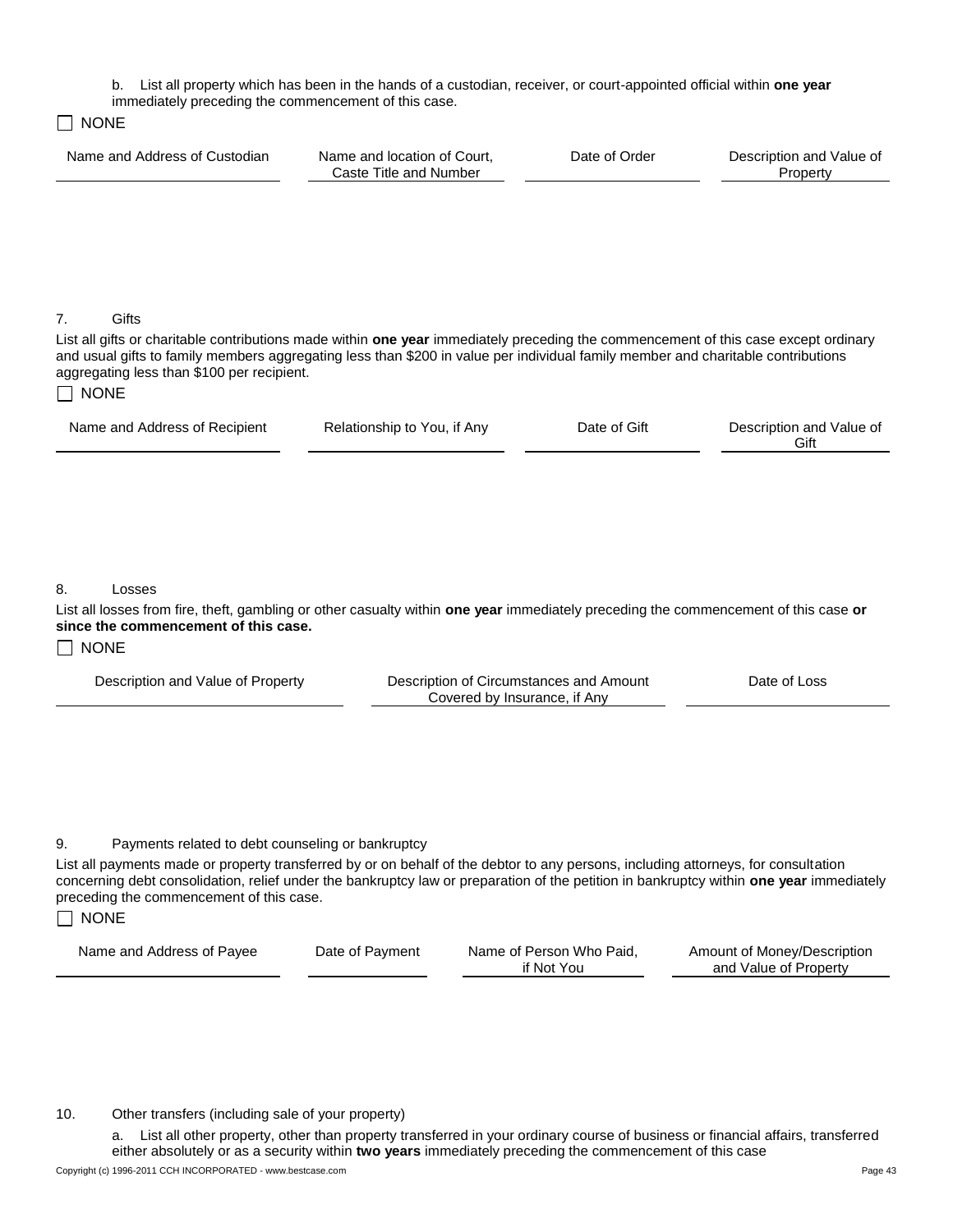b. List all property which has been in the hands of a custodian, receiver, or court-appointed official within **one year** immediately preceding the commencement of this case.

☐ NONE

| Name and Address of Custodian | Name and location of Court, Caste Title and Number | Date of Order | Description and Value of Property |
|---|---|---|---|

7. Gifts

List all gifts or charitable contributions made within **one year** immediately preceding the commencement of this case except ordinary and usual gifts to family members aggregating less than $200 in value per individual family member and charitable contributions aggregating less than $100 per recipient.

☐ NONE

| Name and Address of Recipient | Relationship to You, if Any | Date of Gift | Description and Value of Gift |
|---|---|---|---|

8. Losses

List all losses from fire, theft, gambling or other casualty within **one year** immediately preceding the commencement of this case **or since the commencement of this case.**

☐ NONE

| Description and Value of Property | Description of Circumstances and Amount Covered by Insurance, if Any | Date of Loss |
|---|---|---|

9. Payments related to debt counseling or bankruptcy

List all payments made or property transferred by or on behalf of the debtor to any persons, including attorneys, for consultation concerning debt consolidation, relief under the bankruptcy law or preparation of the petition in bankruptcy within **one year** immediately preceding the commencement of this case.

☐ NONE

| Name and Address of Payee | Date of Payment | Name of Person Who Paid, if Not You | Amount of Money/Description and Value of Property |
|---|---|---|---|

10. Other transfers (including sale of your property)

a. List all other property, other than property transferred in your ordinary course of business or financial affairs, transferred either absolutely or as a security within **two years** immediately preceding the commencement of this case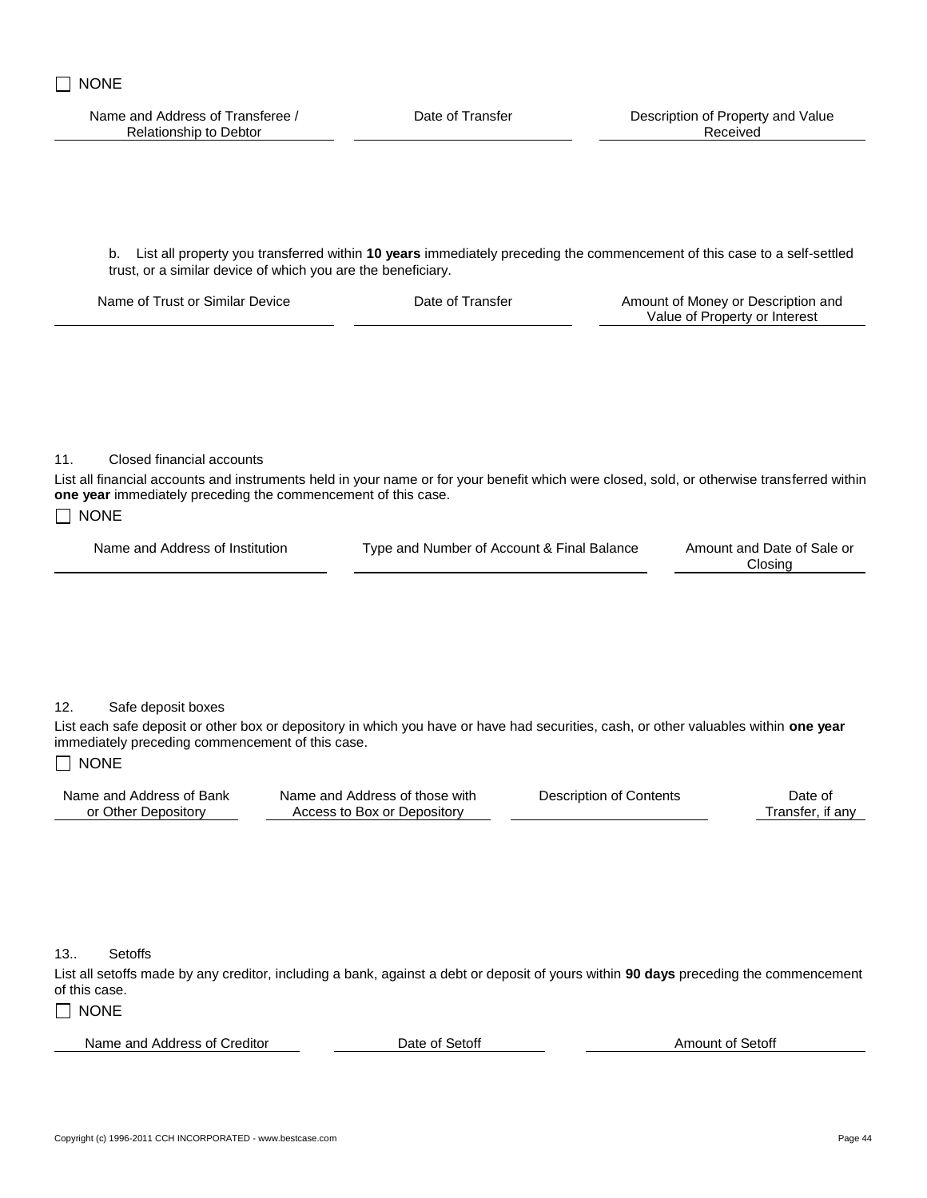☐ NONE

| Name and Address of Transferee / Relationship to Debtor | Date of Transfer | Description of Property and Value Received |
| --- | --- | --- |

b. List all property you transferred within **10 years** immediately preceding the commencement of this case to a self-settled trust, or a similar device of which you are the beneficiary.

| Name of Trust or Similar Device | Date of Transfer | Amount of Money or Description and Value of Property or Interest |
| --- | --- | --- |

11. Closed financial accounts

List all financial accounts and instruments held in your name or for your benefit which were closed, sold, or otherwise transferred within **one year** immediately preceding the commencement of this case.

☐ NONE

| Name and Address of Institution | Type and Number of Account & Final Balance | Amount and Date of Sale or Closing |
| --- | --- | --- |

12. Safe deposit boxes

List each safe deposit or other box or depository in which you have or have had securities, cash, or other valuables within **one year** immediately preceding commencement of this case.

☐ NONE

| Name and Address of Bank or Other Depository | Name and Address of those with Access to Box or Depository | Description of Contents | Date of Transfer, if any |
| --- | --- | --- | --- |

13.. Setoffs

List all setoffs made by any creditor, including a bank, against a debt or deposit of yours within **90 days** preceding the commencement of this case.

☐ NONE

| Name and Address of Creditor | Date of Setoff | Amount of Setoff |
| --- | --- | --- |

Copyright (c) 1996-2011 CCH INCORPORATED - www.bestcase.com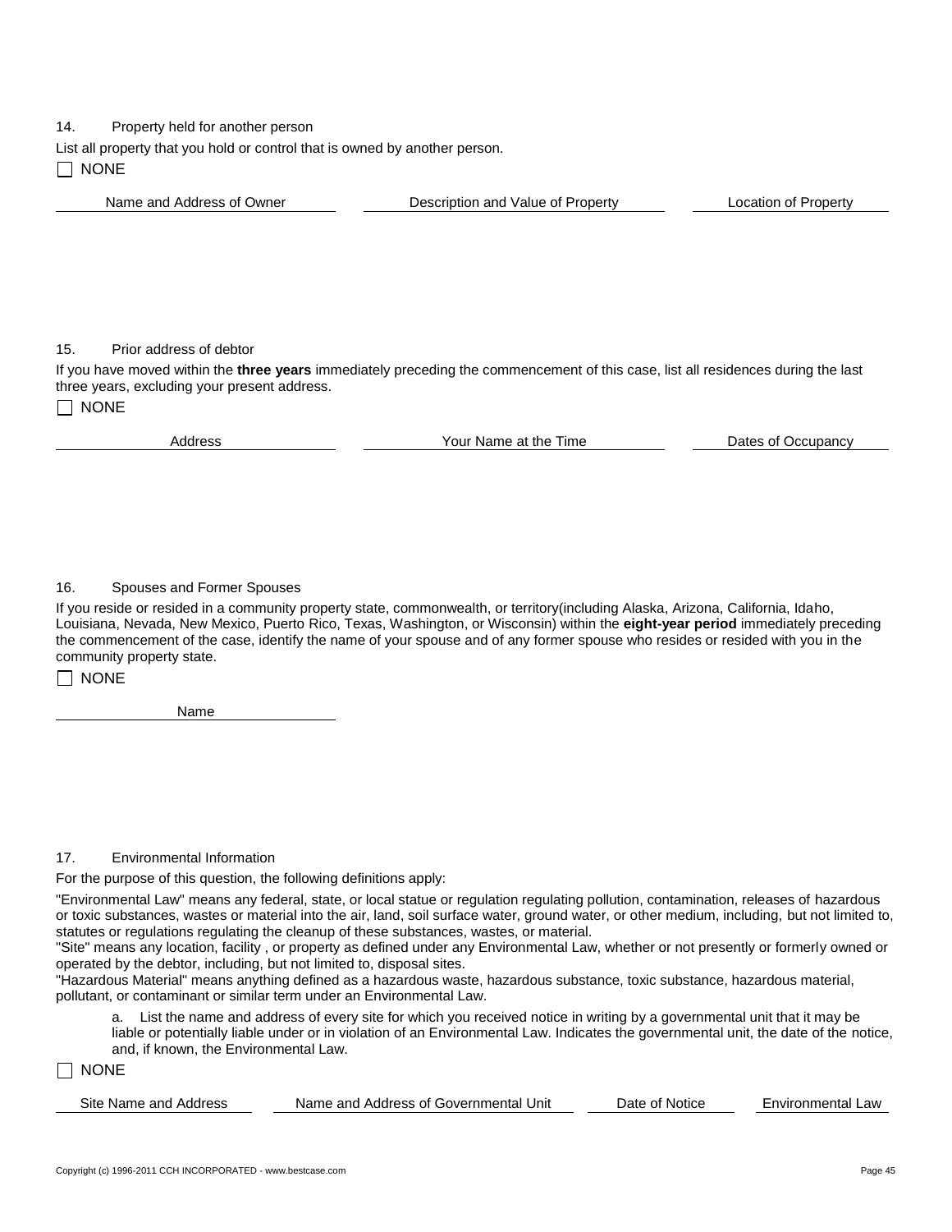14. Property held for another person

List all property that you hold or control that is owned by another person.

☐ NONE

| Name and Address of Owner | Description and Value of Property | Location of Property |
| --- | --- | --- |

15. Prior address of debtor

If you have moved within the **three years** immediately preceding the commencement of this case, list all residences during the last three years, excluding your present address.

☐ NONE

| Address | Your Name at the Time | Dates of Occupancy |
| --- | --- | --- |

16. Spouses and Former Spouses

If you reside or resided in a community property state, commonwealth, or territory(including Alaska, Arizona, California, Idaho, Louisiana, Nevada, New Mexico, Puerto Rico, Texas, Washington, or Wisconsin) within the **eight-year period** immediately preceding the commencement of the case, identify the name of your spouse and of any former spouse who resides or resided with you in the community property state.

☐ NONE

| Name |
| --- |

17. Environmental Information

For the purpose of this question, the following definitions apply:

"Environmental Law" means any federal, state, or local statue or regulation regulating pollution, contamination, releases of hazardous or toxic substances, wastes or material into the air, land, soil surface water, ground water, or other medium, including, but not limited to, statutes or regulations regulating the cleanup of these substances, wastes, or material.

"Site" means any location, facility , or property as defined under any Environmental Law, whether or not presently or formerly owned or operated by the debtor, including, but not limited to, disposal sites.

"Hazardous Material" means anything defined as a hazardous waste, hazardous substance, toxic substance, hazardous material, pollutant, or contaminant or similar term under an Environmental Law.

a. List the name and address of every site for which you received notice in writing by a governmental unit that it may be liable or potentially liable under or in violation of an Environmental Law. Indicates the governmental unit, the date of the notice, and, if known, the Environmental Law.

☐ NONE

| Site Name and Address | Name and Address of Governmental Unit | Date of Notice | Environmental Law |
| --- | --- | --- | --- |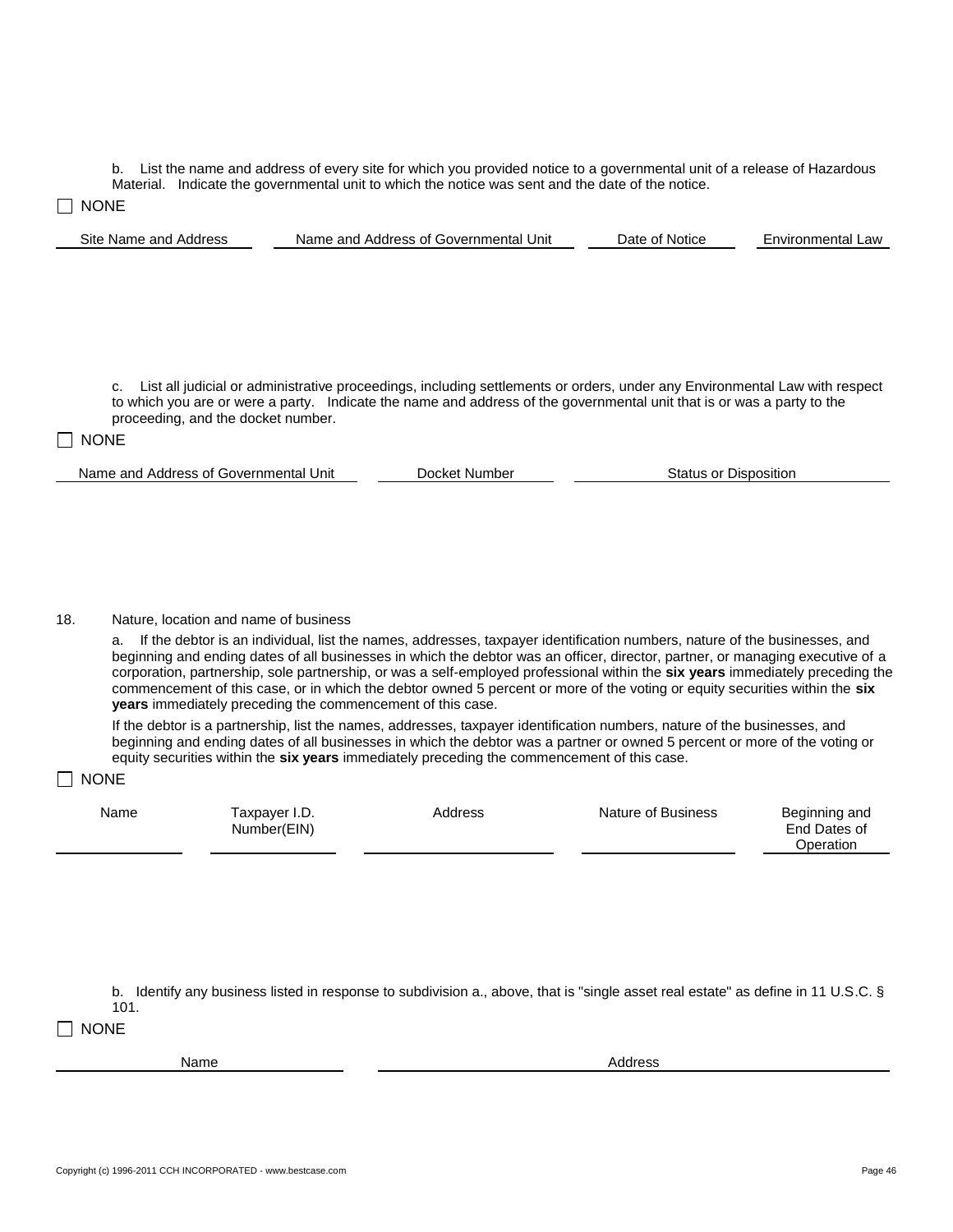b. List the name and address of every site for which you provided notice to a governmental unit of a release of Hazardous Material. Indicate the governmental unit to which the notice was sent and the date of the notice.

☐ NONE

| Site Name and Address | Name and Address of Governmental Unit | Date of Notice | Environmental Law |
|---|---|---|---|

c. List all judicial or administrative proceedings, including settlements or orders, under any Environmental Law with respect to which you are or were a party. Indicate the name and address of the governmental unit that is or was a party to the proceeding, and the docket number.

☐ NONE

| Name and Address of Governmental Unit | Docket Number | Status or Disposition |
|---|---|---|

18. Nature, location and name of business

a. If the debtor is an individual, list the names, addresses, taxpayer identification numbers, nature of the businesses, and beginning and ending dates of all businesses in which the debtor was an officer, director, partner, or managing executive of a corporation, partnership, sole partnership, or was a self-employed professional within the **six years** immediately preceding the commencement of this case, or in which the debtor owned 5 percent or more of the voting or equity securities within the **six years** immediately preceding the commencement of this case.

If the debtor is a partnership, list the names, addresses, taxpayer identification numbers, nature of the businesses, and beginning and ending dates of all businesses in which the debtor was a partner or owned 5 percent or more of the voting or equity securities within the **six years** immediately preceding the commencement of this case.

☐ NONE

| Name | Taxpayer I.D. Number(EIN) | Address | Nature of Business | Beginning and End Dates of Operation |
|---|---|---|---|---|

b. Identify any business listed in response to subdivision a., above, that is "single asset real estate" as define in 11 U.S.C. § 101.

☐ NONE

| Name | Address |
|---|---|

Copyright (c) 1996-2011 CCH INCORPORATED - www.bestcase.com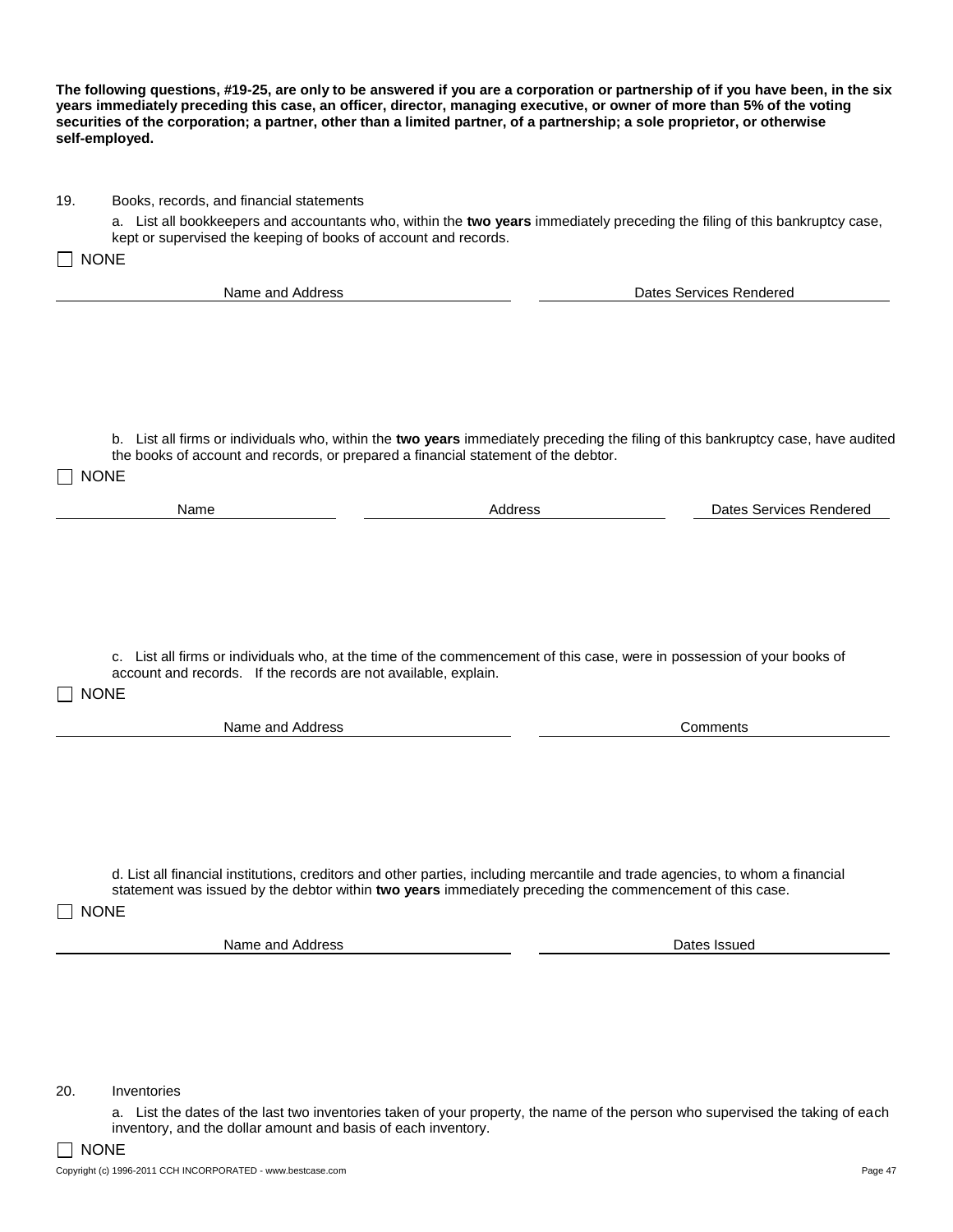**The following questions, #19-25, are only to be answered if you are a corporation or partnership of if you have been, in the six years immediately preceding this case, an officer, director, managing executive, or owner of more than 5% of the voting securities of the corporation; a partner, other than a limited partner, of a partnership; a sole proprietor, or otherwise self-employed.**

19. Books, records, and financial statements

a. List all bookkeepers and accountants who, within the **two years** immediately preceding the filing of this bankruptcy case, kept or supervised the keeping of books of account and records.

☐ NONE

| Name and Address | Dates Services Rendered |
| --- | --- |

b. List all firms or individuals who, within the **two years** immediately preceding the filing of this bankruptcy case, have audited the books of account and records, or prepared a financial statement of the debtor.

☐ NONE

| Name | Address | Dates Services Rendered |
| --- | --- | --- |

c. List all firms or individuals who, at the time of the commencement of this case, were in possession of your books of account and records. If the records are not available, explain.

☐ NONE

| Name and Address | Comments |
| --- | --- |

d. List all financial institutions, creditors and other parties, including mercantile and trade agencies, to whom a financial statement was issued by the debtor within **two years** immediately preceding the commencement of this case.

☐ NONE

| Name and Address | Dates Issued |
| --- | --- |

20. Inventories

a. List the dates of the last two inventories taken of your property, the name of the person who supervised the taking of each inventory, and the dollar amount and basis of each inventory.

☐ NONE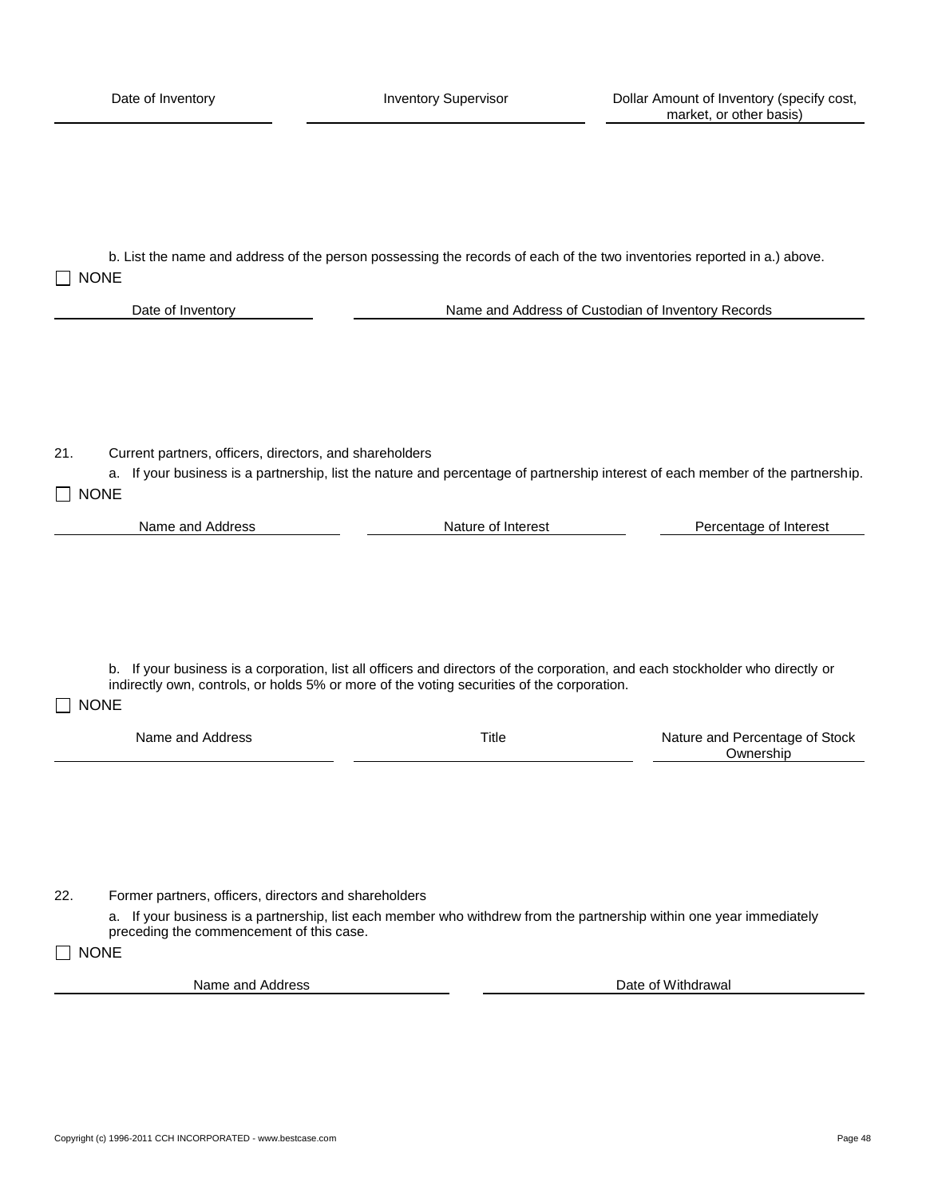| Date of Inventory | Inventory Supervisor | Dollar Amount of Inventory (specify cost, market, or other basis) |
| --- | --- | --- |

b. List the name and address of the person possessing the records of each of the two inventories reported in a.) above.

☐ NONE

| Date of Inventory | Name and Address of Custodian of Inventory Records |
| --- | --- |

21. Current partners, officers, directors, and shareholders

a. If your business is a partnership, list the nature and percentage of partnership interest of each member of the partnership.

☐ NONE

| Name and Address | Nature of Interest | Percentage of Interest |
| --- | --- | --- |

b. If your business is a corporation, list all officers and directors of the corporation, and each stockholder who directly or indirectly own, controls, or holds 5% or more of the voting securities of the corporation.

☐ NONE

| Name and Address | Title | Nature and Percentage of Stock Ownership |
| --- | --- | --- |

22. Former partners, officers, directors and shareholders

a. If your business is a partnership, list each member who withdrew from the partnership within one year immediately preceding the commencement of this case.

☐ NONE

| Name and Address | Date of Withdrawal |
| --- | --- |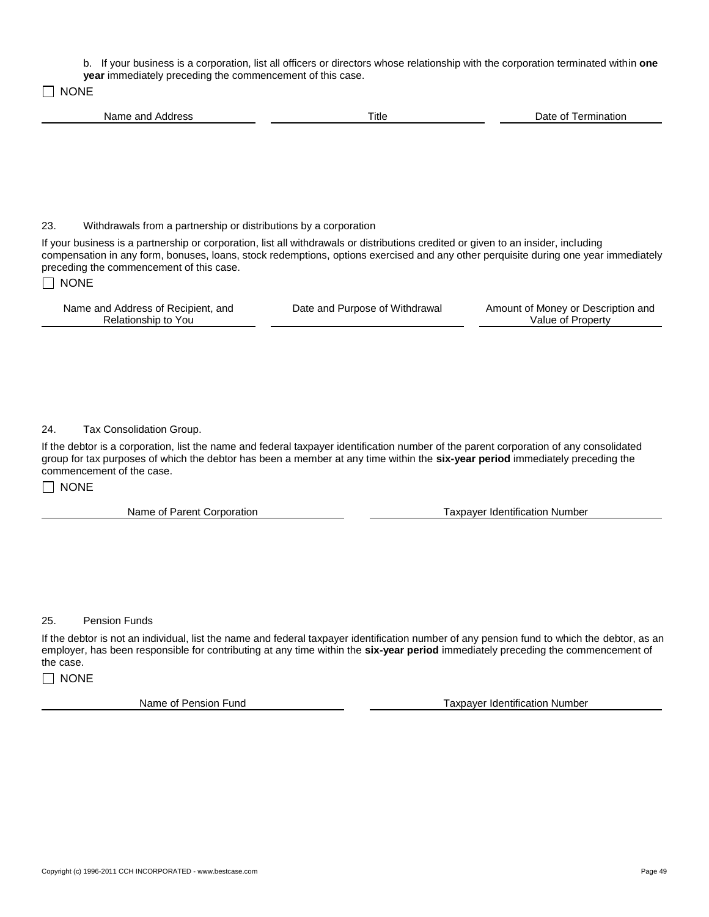b. If your business is a corporation, list all officers or directors whose relationship with the corporation terminated within **one year** immediately preceding the commencement of this case.

☐ NONE

| Name and Address | Title | Date of Termination |
|---|---|---|

23. Withdrawals from a partnership or distributions by a corporation

If your business is a partnership or corporation, list all withdrawals or distributions credited or given to an insider, including compensation in any form, bonuses, loans, stock redemptions, options exercised and any other perquisite during one year immediately preceding the commencement of this case.

☐ NONE

| Name and Address of Recipient, and Relationship to You | Date and Purpose of Withdrawal | Amount of Money or Description and Value of Property |
|---|---|---|

24. Tax Consolidation Group.

If the debtor is a corporation, list the name and federal taxpayer identification number of the parent corporation of any consolidated group for tax purposes of which the debtor has been a member at any time within the **six-year period** immediately preceding the commencement of the case.

☐ NONE

| Name of Parent Corporation | Taxpayer Identification Number |
|---|---|

25. Pension Funds

If the debtor is not an individual, list the name and federal taxpayer identification number of any pension fund to which the debtor, as an employer, has been responsible for contributing at any time within the **six-year period** immediately preceding the commencement of the case.

☐ NONE

| Name of Pension Fund | Taxpayer Identification Number |
|---|---|

Copyright (c) 1996-2011 CCH INCORPORATED - www.bestcase.com